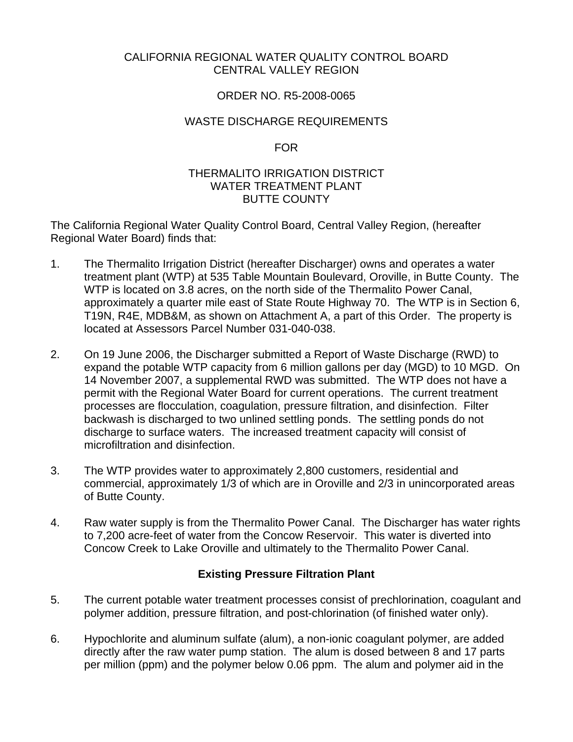CALIFORNIA REGIONAL WATER QUALITY CONTROL BOARD
CENTRAL VALLEY REGION

ORDER NO. R5-2008-0065

WASTE DISCHARGE REQUIREMENTS

FOR

THERMALITO IRRIGATION DISTRICT
WATER TREATMENT PLANT
BUTTE COUNTY

The California Regional Water Quality Control Board, Central Valley Region, (hereafter Regional Water Board) finds that:

1. The Thermalito Irrigation District (hereafter Discharger) owns and operates a water treatment plant (WTP) at 535 Table Mountain Boulevard, Oroville, in Butte County. The WTP is located on 3.8 acres, on the north side of the Thermalito Power Canal, approximately a quarter mile east of State Route Highway 70. The WTP is in Section 6, T19N, R4E, MDB&M, as shown on Attachment A, a part of this Order. The property is located at Assessors Parcel Number 031-040-038.

2. On 19 June 2006, the Discharger submitted a Report of Waste Discharge (RWD) to expand the potable WTP capacity from 6 million gallons per day (MGD) to 10 MGD. On 14 November 2007, a supplemental RWD was submitted. The WTP does not have a permit with the Regional Water Board for current operations. The current treatment processes are flocculation, coagulation, pressure filtration, and disinfection. Filter backwash is discharged to two unlined settling ponds. The settling ponds do not discharge to surface waters. The increased treatment capacity will consist of microfiltration and disinfection.

3. The WTP provides water to approximately 2,800 customers, residential and commercial, approximately 1/3 of which are in Oroville and 2/3 in unincorporated areas of Butte County.

4. Raw water supply is from the Thermalito Power Canal. The Discharger has water rights to 7,200 acre-feet of water from the Concow Reservoir. This water is diverted into Concow Creek to Lake Oroville and ultimately to the Thermalito Power Canal.

## Existing Pressure Filtration Plant

5. The current potable water treatment processes consist of prechlorination, coagulant and polymer addition, pressure filtration, and post-chlorination (of finished water only).

6. Hypochlorite and aluminum sulfate (alum), a non-ionic coagulant polymer, are added directly after the raw water pump station. The alum is dosed between 8 and 17 parts per million (ppm) and the polymer below 0.06 ppm. The alum and polymer aid in the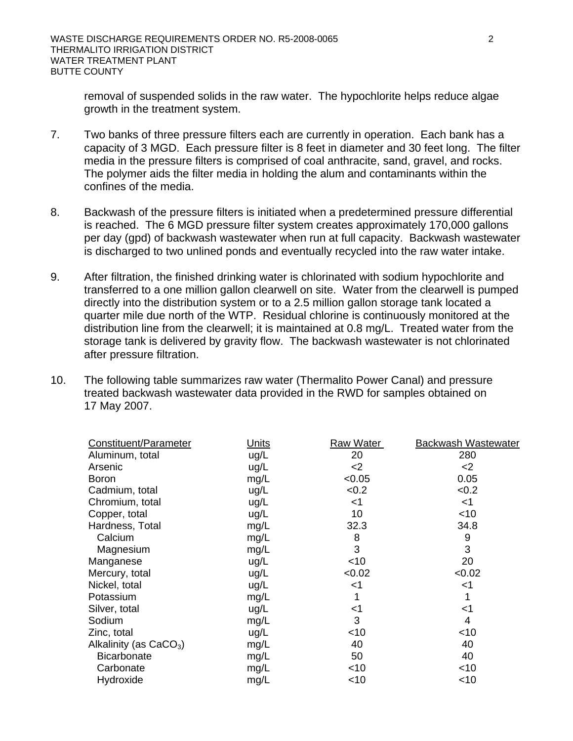removal of suspended solids in the raw water. The hypochlorite helps reduce algae growth in the treatment system.

7. Two banks of three pressure filters each are currently in operation. Each bank has a capacity of 3 MGD. Each pressure filter is 8 feet in diameter and 30 feet long. The filter media in the pressure filters is comprised of coal anthracite, sand, gravel, and rocks. The polymer aids the filter media in holding the alum and contaminants within the confines of the media.

8. Backwash of the pressure filters is initiated when a predetermined pressure differential is reached. The 6 MGD pressure filter system creates approximately 170,000 gallons per day (gpd) of backwash wastewater when run at full capacity. Backwash wastewater is discharged to two unlined ponds and eventually recycled into the raw water intake.

9. After filtration, the finished drinking water is chlorinated with sodium hypochlorite and transferred to a one million gallon clearwell on site. Water from the clearwell is pumped directly into the distribution system or to a 2.5 million gallon storage tank located a quarter mile due north of the WTP. Residual chlorine is continuously monitored at the distribution line from the clearwell; it is maintained at 0.8 mg/L. Treated water from the storage tank is delivered by gravity flow. The backwash wastewater is not chlorinated after pressure filtration.

10. The following table summarizes raw water (Thermalito Power Canal) and pressure treated backwash wastewater data provided in the RWD for samples obtained on 17 May 2007.

| Constituent/Parameter | Units | Raw Water | Backwash Wastewater |
|---|---|---|---|
| Aluminum, total | ug/L | 20 | 280 |
| Arsenic | ug/L | <2 | <2 |
| Boron | mg/L | <0.05 | 0.05 |
| Cadmium, total | ug/L | <0.2 | <0.2 |
| Chromium, total | ug/L | <1 | <1 |
| Copper, total | ug/L | 10 | <10 |
| Hardness, Total | mg/L | 32.3 | 34.8 |
| Calcium | mg/L | 8 | 9 |
| Magnesium | mg/L | 3 | 3 |
| Manganese | ug/L | <10 | 20 |
| Mercury, total | ug/L | <0.02 | <0.02 |
| Nickel, total | ug/L | <1 | <1 |
| Potassium | mg/L | 1 | 1 |
| Silver, total | ug/L | <1 | <1 |
| Sodium | mg/L | 3 | 4 |
| Zinc, total | ug/L | <10 | <10 |
| Alkalinity (as $CaCO_3$) | mg/L | 40 | 40 |
| Bicarbonate | mg/L | 50 | 40 |
| Carbonate | mg/L | <10 | <10 |
| Hydroxide | mg/L | <10 | <10 |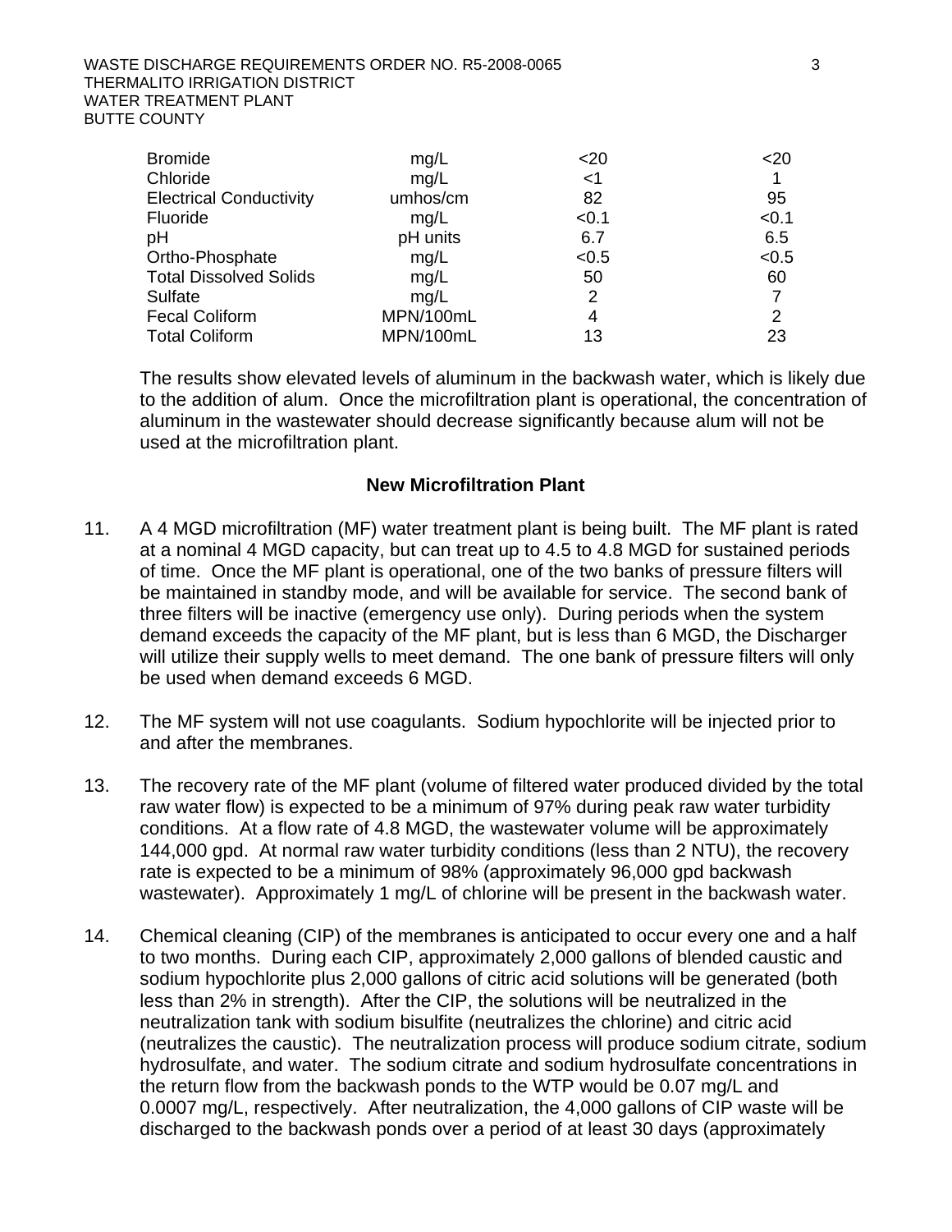| | | | |
|---|---|---|---|
| Bromide | mg/L | <20 | <20 |
| Chloride | mg/L | <1 | 1 |
| Electrical Conductivity | umhos/cm | 82 | 95 |
| Fluoride | mg/L | <0.1 | <0.1 |
| pH | pH units | 6.7 | 6.5 |
| Ortho-Phosphate | mg/L | <0.5 | <0.5 |
| Total Dissolved Solids | mg/L | 50 | 60 |
| Sulfate | mg/L | 2 | 7 |
| Fecal Coliform | MPN/100mL | 4 | 2 |
| Total Coliform | MPN/100mL | 13 | 23 |

The results show elevated levels of aluminum in the backwash water, which is likely due to the addition of alum. Once the microfiltration plant is operational, the concentration of aluminum in the wastewater should decrease significantly because alum will not be used at the microfiltration plant.

**New Microfiltration Plant**

11. A 4 MGD microfiltration (MF) water treatment plant is being built. The MF plant is rated at a nominal 4 MGD capacity, but can treat up to 4.5 to 4.8 MGD for sustained periods of time. Once the MF plant is operational, one of the two banks of pressure filters will be maintained in standby mode, and will be available for service. The second bank of three filters will be inactive (emergency use only). During periods when the system demand exceeds the capacity of the MF plant, but is less than 6 MGD, the Discharger will utilize their supply wells to meet demand. The one bank of pressure filters will only be used when demand exceeds 6 MGD.

12. The MF system will not use coagulants. Sodium hypochlorite will be injected prior to and after the membranes.

13. The recovery rate of the MF plant (volume of filtered water produced divided by the total raw water flow) is expected to be a minimum of 97% during peak raw water turbidity conditions. At a flow rate of 4.8 MGD, the wastewater volume will be approximately 144,000 gpd. At normal raw water turbidity conditions (less than 2 NTU), the recovery rate is expected to be a minimum of 98% (approximately 96,000 gpd backwash wastewater). Approximately 1 mg/L of chlorine will be present in the backwash water.

14. Chemical cleaning (CIP) of the membranes is anticipated to occur every one and a half to two months. During each CIP, approximately 2,000 gallons of blended caustic and sodium hypochlorite plus 2,000 gallons of citric acid solutions will be generated (both less than 2% in strength). After the CIP, the solutions will be neutralized in the neutralization tank with sodium bisulfite (neutralizes the chlorine) and citric acid (neutralizes the caustic). The neutralization process will produce sodium citrate, sodium hydrosulfate, and water. The sodium citrate and sodium hydrosulfate concentrations in the return flow from the backwash ponds to the WTP would be 0.07 mg/L and 0.0007 mg/L, respectively. After neutralization, the 4,000 gallons of CIP waste will be discharged to the backwash ponds over a period of at least 30 days (approximately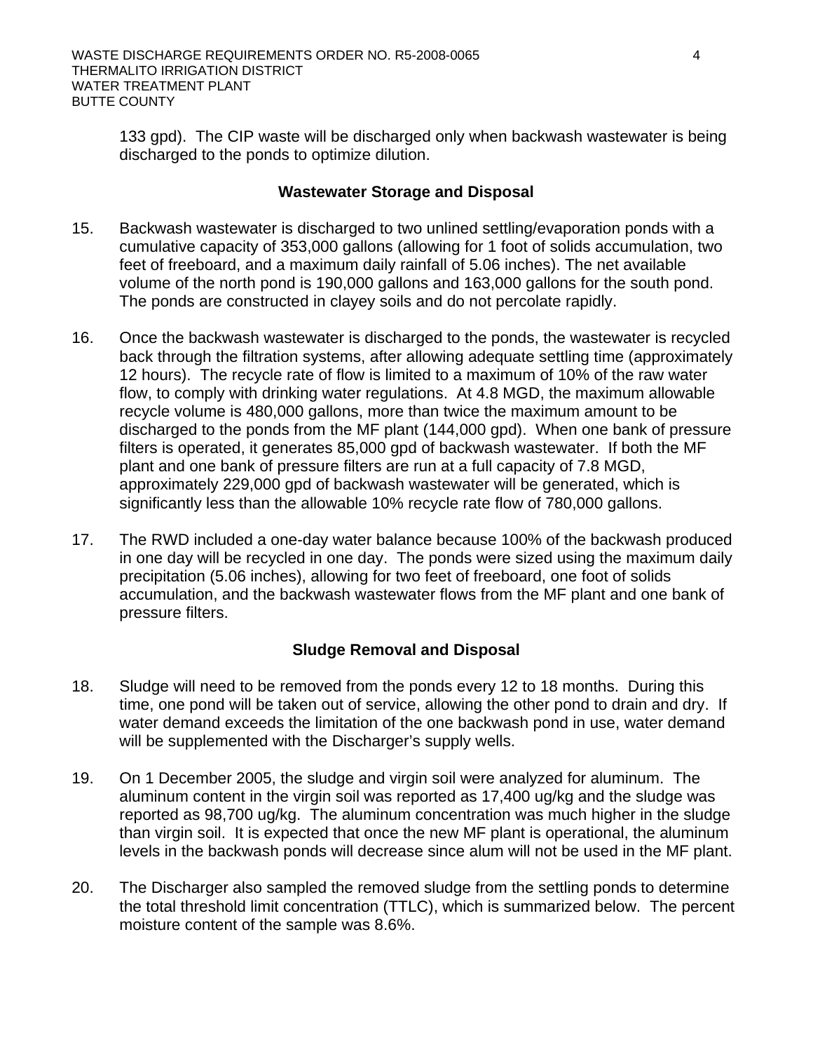133 gpd). The CIP waste will be discharged only when backwash wastewater is being discharged to the ponds to optimize dilution.

## Wastewater Storage and Disposal

15. Backwash wastewater is discharged to two unlined settling/evaporation ponds with a cumulative capacity of 353,000 gallons (allowing for 1 foot of solids accumulation, two feet of freeboard, and a maximum daily rainfall of 5.06 inches). The net available volume of the north pond is 190,000 gallons and 163,000 gallons for the south pond. The ponds are constructed in clayey soils and do not percolate rapidly.

16. Once the backwash wastewater is discharged to the ponds, the wastewater is recycled back through the filtration systems, after allowing adequate settling time (approximately 12 hours). The recycle rate of flow is limited to a maximum of 10% of the raw water flow, to comply with drinking water regulations. At 4.8 MGD, the maximum allowable recycle volume is 480,000 gallons, more than twice the maximum amount to be discharged to the ponds from the MF plant (144,000 gpd). When one bank of pressure filters is operated, it generates 85,000 gpd of backwash wastewater. If both the MF plant and one bank of pressure filters are run at a full capacity of 7.8 MGD, approximately 229,000 gpd of backwash wastewater will be generated, which is significantly less than the allowable 10% recycle rate flow of 780,000 gallons.

17. The RWD included a one-day water balance because 100% of the backwash produced in one day will be recycled in one day. The ponds were sized using the maximum daily precipitation (5.06 inches), allowing for two feet of freeboard, one foot of solids accumulation, and the backwash wastewater flows from the MF plant and one bank of pressure filters.

## Sludge Removal and Disposal

18. Sludge will need to be removed from the ponds every 12 to 18 months. During this time, one pond will be taken out of service, allowing the other pond to drain and dry. If water demand exceeds the limitation of the one backwash pond in use, water demand will be supplemented with the Discharger's supply wells.

19. On 1 December 2005, the sludge and virgin soil were analyzed for aluminum. The aluminum content in the virgin soil was reported as 17,400 ug/kg and the sludge was reported as 98,700 ug/kg. The aluminum concentration was much higher in the sludge than virgin soil. It is expected that once the new MF plant is operational, the aluminum levels in the backwash ponds will decrease since alum will not be used in the MF plant.

20. The Discharger also sampled the removed sludge from the settling ponds to determine the total threshold limit concentration (TTLC), which is summarized below. The percent moisture content of the sample was 8.6%.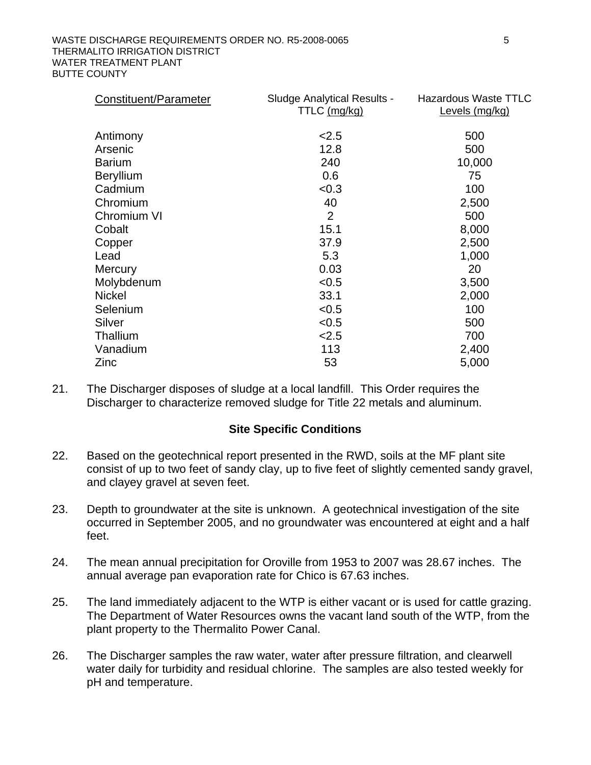| Constituent/Parameter | Sludge Analytical Results - TTLC (mg/kg) | Hazardous Waste TTLC Levels (mg/kg) |
|---|---|---|
| Antimony | <2.5 | 500 |
| Arsenic | 12.8 | 500 |
| Barium | 240 | 10,000 |
| Beryllium | 0.6 | 75 |
| Cadmium | <0.3 | 100 |
| Chromium | 40 | 2,500 |
| Chromium VI | 2 | 500 |
| Cobalt | 15.1 | 8,000 |
| Copper | 37.9 | 2,500 |
| Lead | 5.3 | 1,000 |
| Mercury | 0.03 | 20 |
| Molybdenum | <0.5 | 3,500 |
| Nickel | 33.1 | 2,000 |
| Selenium | <0.5 | 100 |
| Silver | <0.5 | 500 |
| Thallium | <2.5 | 700 |
| Vanadium | 113 | 2,400 |
| Zinc | 53 | 5,000 |

21. The Discharger disposes of sludge at a local landfill. This Order requires the Discharger to characterize removed sludge for Title 22 metals and aluminum.

**Site Specific Conditions**

22. Based on the geotechnical report presented in the RWD, soils at the MF plant site consist of up to two feet of sandy clay, up to five feet of slightly cemented sandy gravel, and clayey gravel at seven feet.

23. Depth to groundwater at the site is unknown. A geotechnical investigation of the site occurred in September 2005, and no groundwater was encountered at eight and a half feet.

24. The mean annual precipitation for Oroville from 1953 to 2007 was 28.67 inches. The annual average pan evaporation rate for Chico is 67.63 inches.

25. The land immediately adjacent to the WTP is either vacant or is used for cattle grazing. The Department of Water Resources owns the vacant land south of the WTP, from the plant property to the Thermalito Power Canal.

26. The Discharger samples the raw water, water after pressure filtration, and clearwell water daily for turbidity and residual chlorine. The samples are also tested weekly for pH and temperature.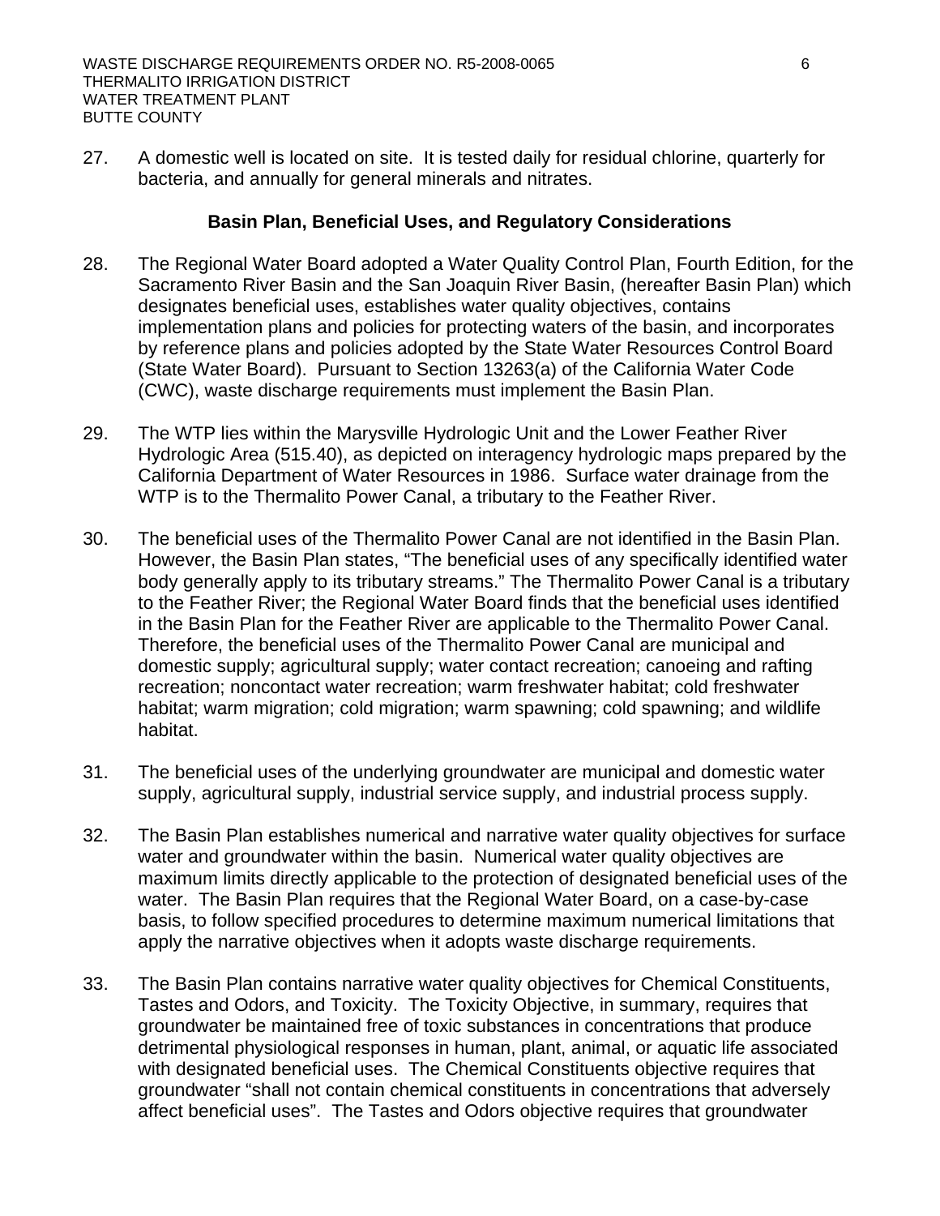27. A domestic well is located on site. It is tested daily for residual chlorine, quarterly for bacteria, and annually for general minerals and nitrates.

## Basin Plan, Beneficial Uses, and Regulatory Considerations

28. The Regional Water Board adopted a Water Quality Control Plan, Fourth Edition, for the Sacramento River Basin and the San Joaquin River Basin, (hereafter Basin Plan) which designates beneficial uses, establishes water quality objectives, contains implementation plans and policies for protecting waters of the basin, and incorporates by reference plans and policies adopted by the State Water Resources Control Board (State Water Board). Pursuant to Section 13263(a) of the California Water Code (CWC), waste discharge requirements must implement the Basin Plan.

29. The WTP lies within the Marysville Hydrologic Unit and the Lower Feather River Hydrologic Area (515.40), as depicted on interagency hydrologic maps prepared by the California Department of Water Resources in 1986. Surface water drainage from the WTP is to the Thermalito Power Canal, a tributary to the Feather River.

30. The beneficial uses of the Thermalito Power Canal are not identified in the Basin Plan. However, the Basin Plan states, "The beneficial uses of any specifically identified water body generally apply to its tributary streams." The Thermalito Power Canal is a tributary to the Feather River; the Regional Water Board finds that the beneficial uses identified in the Basin Plan for the Feather River are applicable to the Thermalito Power Canal. Therefore, the beneficial uses of the Thermalito Power Canal are municipal and domestic supply; agricultural supply; water contact recreation; canoeing and rafting recreation; noncontact water recreation; warm freshwater habitat; cold freshwater habitat; warm migration; cold migration; warm spawning; cold spawning; and wildlife habitat.

31. The beneficial uses of the underlying groundwater are municipal and domestic water supply, agricultural supply, industrial service supply, and industrial process supply.

32. The Basin Plan establishes numerical and narrative water quality objectives for surface water and groundwater within the basin. Numerical water quality objectives are maximum limits directly applicable to the protection of designated beneficial uses of the water. The Basin Plan requires that the Regional Water Board, on a case-by-case basis, to follow specified procedures to determine maximum numerical limitations that apply the narrative objectives when it adopts waste discharge requirements.

33. The Basin Plan contains narrative water quality objectives for Chemical Constituents, Tastes and Odors, and Toxicity. The Toxicity Objective, in summary, requires that groundwater be maintained free of toxic substances in concentrations that produce detrimental physiological responses in human, plant, animal, or aquatic life associated with designated beneficial uses. The Chemical Constituents objective requires that groundwater "shall not contain chemical constituents in concentrations that adversely affect beneficial uses". The Tastes and Odors objective requires that groundwater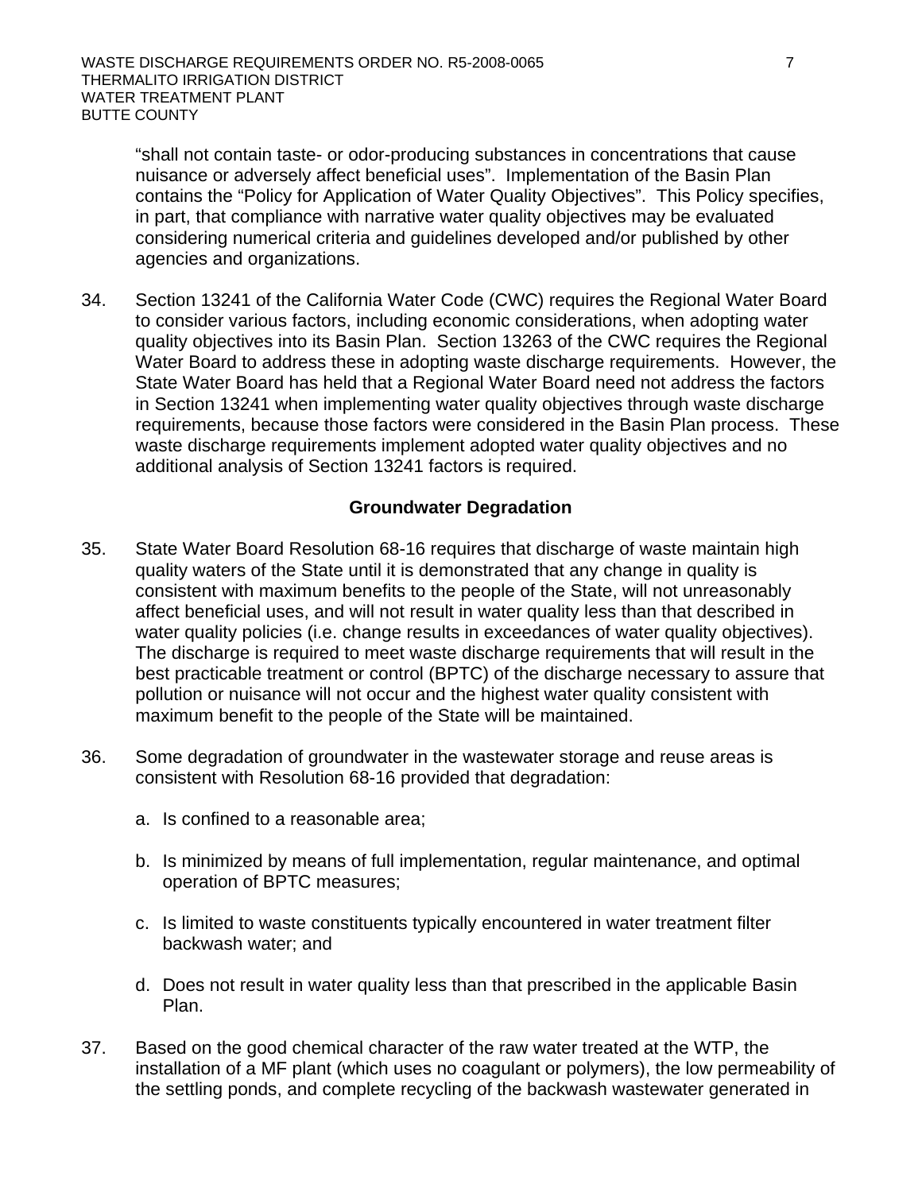"shall not contain taste- or odor-producing substances in concentrations that cause nuisance or adversely affect beneficial uses". Implementation of the Basin Plan contains the "Policy for Application of Water Quality Objectives". This Policy specifies, in part, that compliance with narrative water quality objectives may be evaluated considering numerical criteria and guidelines developed and/or published by other agencies and organizations.

34. Section 13241 of the California Water Code (CWC) requires the Regional Water Board to consider various factors, including economic considerations, when adopting water quality objectives into its Basin Plan. Section 13263 of the CWC requires the Regional Water Board to address these in adopting waste discharge requirements. However, the State Water Board has held that a Regional Water Board need not address the factors in Section 13241 when implementing water quality objectives through waste discharge requirements, because those factors were considered in the Basin Plan process. These waste discharge requirements implement adopted water quality objectives and no additional analysis of Section 13241 factors is required.

**Groundwater Degradation**

35. State Water Board Resolution 68-16 requires that discharge of waste maintain high quality waters of the State until it is demonstrated that any change in quality is consistent with maximum benefits to the people of the State, will not unreasonably affect beneficial uses, and will not result in water quality less than that described in water quality policies (i.e. change results in exceedances of water quality objectives). The discharge is required to meet waste discharge requirements that will result in the best practicable treatment or control (BPTC) of the discharge necessary to assure that pollution or nuisance will not occur and the highest water quality consistent with maximum benefit to the people of the State will be maintained.

36. Some degradation of groundwater in the wastewater storage and reuse areas is consistent with Resolution 68-16 provided that degradation:

    a. Is confined to a reasonable area;

    b. Is minimized by means of full implementation, regular maintenance, and optimal operation of BPTC measures;

    c. Is limited to waste constituents typically encountered in water treatment filter backwash water; and

    d. Does not result in water quality less than that prescribed in the applicable Basin Plan.

37. Based on the good chemical character of the raw water treated at the WTP, the installation of a MF plant (which uses no coagulant or polymers), the low permeability of the settling ponds, and complete recycling of the backwash wastewater generated in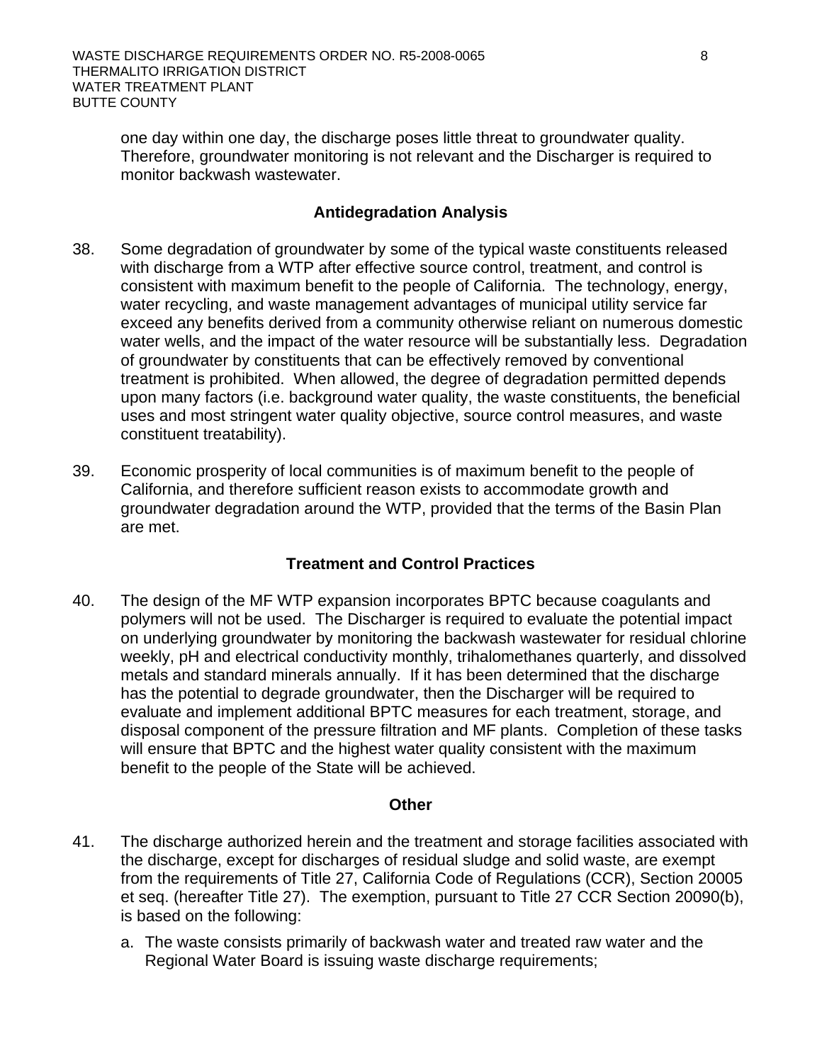one day within one day, the discharge poses little threat to groundwater quality. Therefore, groundwater monitoring is not relevant and the Discharger is required to monitor backwash wastewater.

## Antidegradation Analysis

38. Some degradation of groundwater by some of the typical waste constituents released with discharge from a WTP after effective source control, treatment, and control is consistent with maximum benefit to the people of California. The technology, energy, water recycling, and waste management advantages of municipal utility service far exceed any benefits derived from a community otherwise reliant on numerous domestic water wells, and the impact of the water resource will be substantially less. Degradation of groundwater by constituents that can be effectively removed by conventional treatment is prohibited. When allowed, the degree of degradation permitted depends upon many factors (i.e. background water quality, the waste constituents, the beneficial uses and most stringent water quality objective, source control measures, and waste constituent treatability).

39. Economic prosperity of local communities is of maximum benefit to the people of California, and therefore sufficient reason exists to accommodate growth and groundwater degradation around the WTP, provided that the terms of the Basin Plan are met.

## Treatment and Control Practices

40. The design of the MF WTP expansion incorporates BPTC because coagulants and polymers will not be used. The Discharger is required to evaluate the potential impact on underlying groundwater by monitoring the backwash wastewater for residual chlorine weekly, pH and electrical conductivity monthly, trihalomethanes quarterly, and dissolved metals and standard minerals annually. If it has been determined that the discharge has the potential to degrade groundwater, then the Discharger will be required to evaluate and implement additional BPTC measures for each treatment, storage, and disposal component of the pressure filtration and MF plants. Completion of these tasks will ensure that BPTC and the highest water quality consistent with the maximum benefit to the people of the State will be achieved.

## Other

41. The discharge authorized herein and the treatment and storage facilities associated with the discharge, except for discharges of residual sludge and solid waste, are exempt from the requirements of Title 27, California Code of Regulations (CCR), Section 20005 et seq. (hereafter Title 27). The exemption, pursuant to Title 27 CCR Section 20090(b), is based on the following:

    a. The waste consists primarily of backwash water and treated raw water and the Regional Water Board is issuing waste discharge requirements;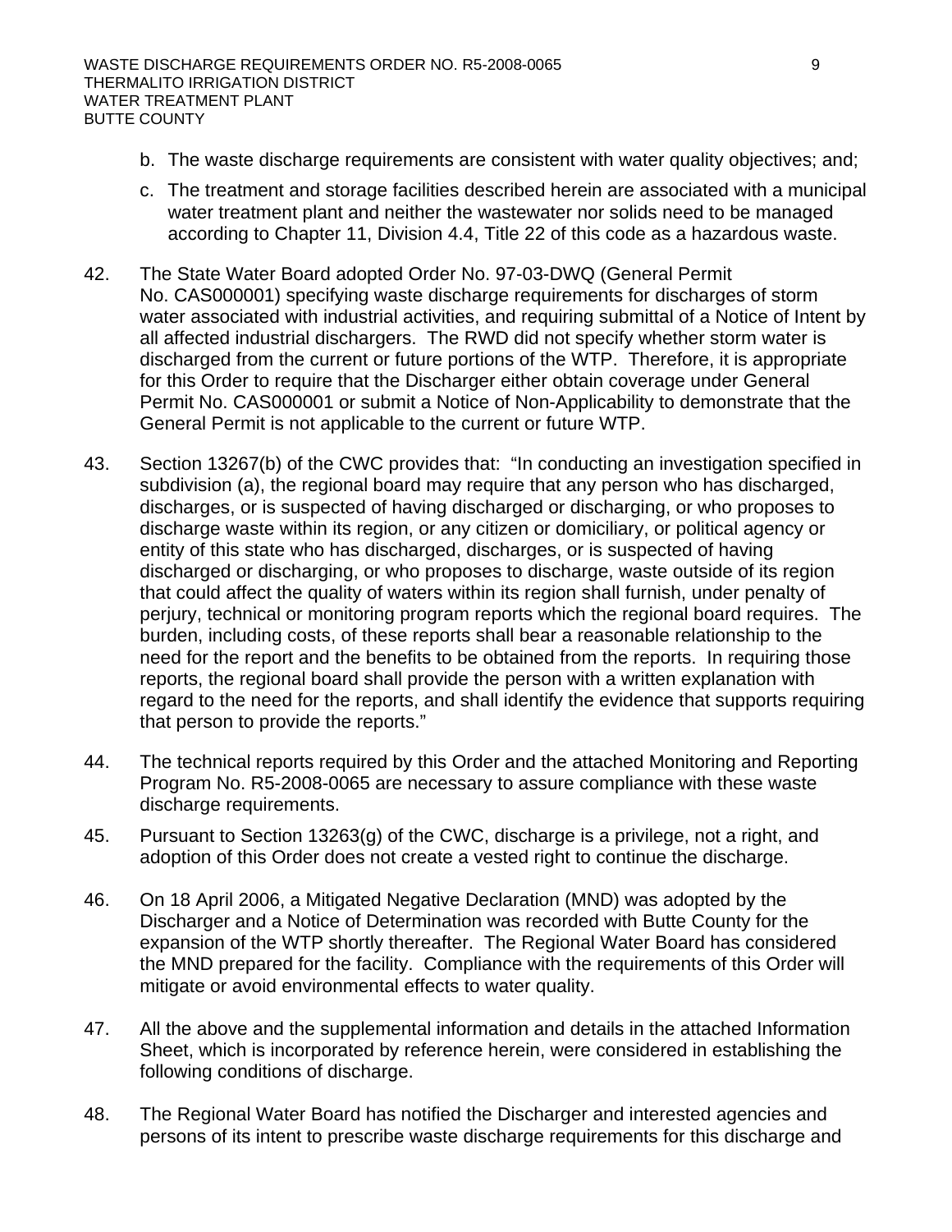b. The waste discharge requirements are consistent with water quality objectives; and;

c. The treatment and storage facilities described herein are associated with a municipal water treatment plant and neither the wastewater nor solids need to be managed according to Chapter 11, Division 4.4, Title 22 of this code as a hazardous waste.

42. The State Water Board adopted Order No. 97-03-DWQ (General Permit No. CAS000001) specifying waste discharge requirements for discharges of storm water associated with industrial activities, and requiring submittal of a Notice of Intent by all affected industrial dischargers. The RWD did not specify whether storm water is discharged from the current or future portions of the WTP. Therefore, it is appropriate for this Order to require that the Discharger either obtain coverage under General Permit No. CAS000001 or submit a Notice of Non-Applicability to demonstrate that the General Permit is not applicable to the current or future WTP.

43. Section 13267(b) of the CWC provides that: "In conducting an investigation specified in subdivision (a), the regional board may require that any person who has discharged, discharges, or is suspected of having discharged or discharging, or who proposes to discharge waste within its region, or any citizen or domiciliary, or political agency or entity of this state who has discharged, discharges, or is suspected of having discharged or discharging, or who proposes to discharge, waste outside of its region that could affect the quality of waters within its region shall furnish, under penalty of perjury, technical or monitoring program reports which the regional board requires. The burden, including costs, of these reports shall bear a reasonable relationship to the need for the report and the benefits to be obtained from the reports. In requiring those reports, the regional board shall provide the person with a written explanation with regard to the need for the reports, and shall identify the evidence that supports requiring that person to provide the reports."

44. The technical reports required by this Order and the attached Monitoring and Reporting Program No. R5-2008-0065 are necessary to assure compliance with these waste discharge requirements.

45. Pursuant to Section 13263(g) of the CWC, discharge is a privilege, not a right, and adoption of this Order does not create a vested right to continue the discharge.

46. On 18 April 2006, a Mitigated Negative Declaration (MND) was adopted by the Discharger and a Notice of Determination was recorded with Butte County for the expansion of the WTP shortly thereafter. The Regional Water Board has considered the MND prepared for the facility. Compliance with the requirements of this Order will mitigate or avoid environmental effects to water quality.

47. All the above and the supplemental information and details in the attached Information Sheet, which is incorporated by reference herein, were considered in establishing the following conditions of discharge.

48. The Regional Water Board has notified the Discharger and interested agencies and persons of its intent to prescribe waste discharge requirements for this discharge and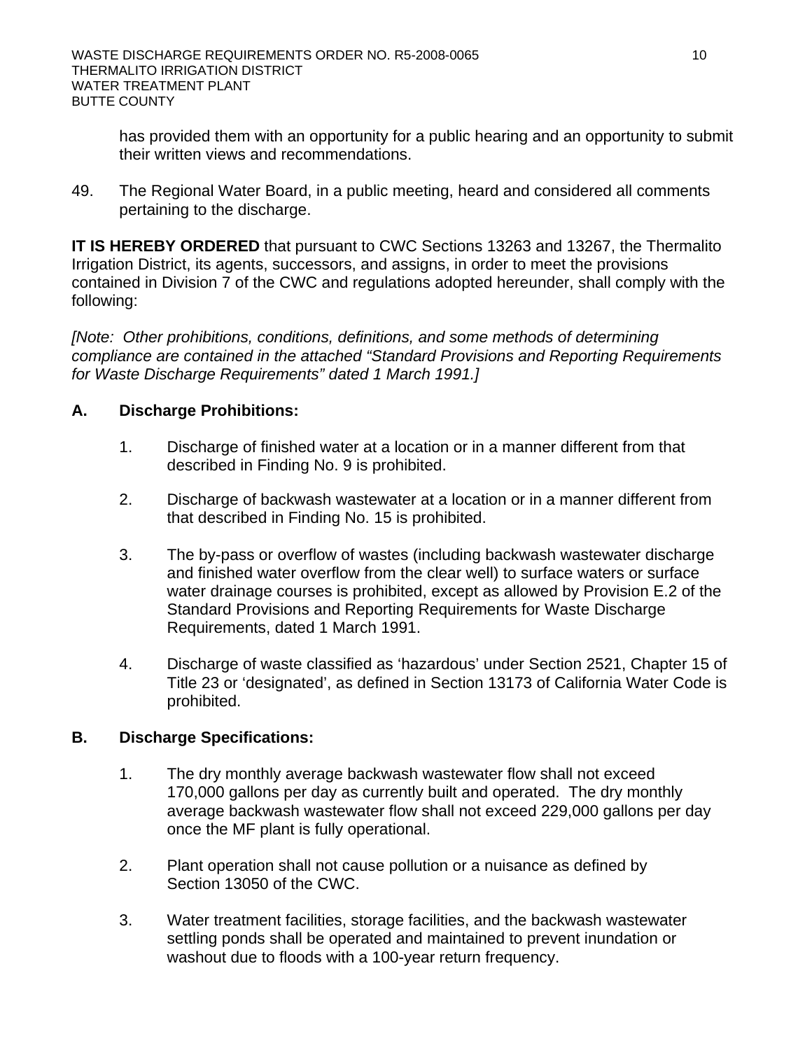has provided them with an opportunity for a public hearing and an opportunity to submit their written views and recommendations.

49. The Regional Water Board, in a public meeting, heard and considered all comments pertaining to the discharge.

**IT IS HEREBY ORDERED** that pursuant to CWC Sections 13263 and 13267, the Thermalito Irrigation District, its agents, successors, and assigns, in order to meet the provisions contained in Division 7 of the CWC and regulations adopted hereunder, shall comply with the following:

*[Note: Other prohibitions, conditions, definitions, and some methods of determining compliance are contained in the attached "Standard Provisions and Reporting Requirements for Waste Discharge Requirements" dated 1 March 1991.]*

## A. Discharge Prohibitions:

1. Discharge of finished water at a location or in a manner different from that described in Finding No. 9 is prohibited.

2. Discharge of backwash wastewater at a location or in a manner different from that described in Finding No. 15 is prohibited.

3. The by-pass or overflow of wastes (including backwash wastewater discharge and finished water overflow from the clear well) to surface waters or surface water drainage courses is prohibited, except as allowed by Provision E.2 of the Standard Provisions and Reporting Requirements for Waste Discharge Requirements, dated 1 March 1991.

4. Discharge of waste classified as 'hazardous' under Section 2521, Chapter 15 of Title 23 or 'designated', as defined in Section 13173 of California Water Code is prohibited.

## B. Discharge Specifications:

1. The dry monthly average backwash wastewater flow shall not exceed 170,000 gallons per day as currently built and operated. The dry monthly average backwash wastewater flow shall not exceed 229,000 gallons per day once the MF plant is fully operational.

2. Plant operation shall not cause pollution or a nuisance as defined by Section 13050 of the CWC.

3. Water treatment facilities, storage facilities, and the backwash wastewater settling ponds shall be operated and maintained to prevent inundation or washout due to floods with a 100-year return frequency.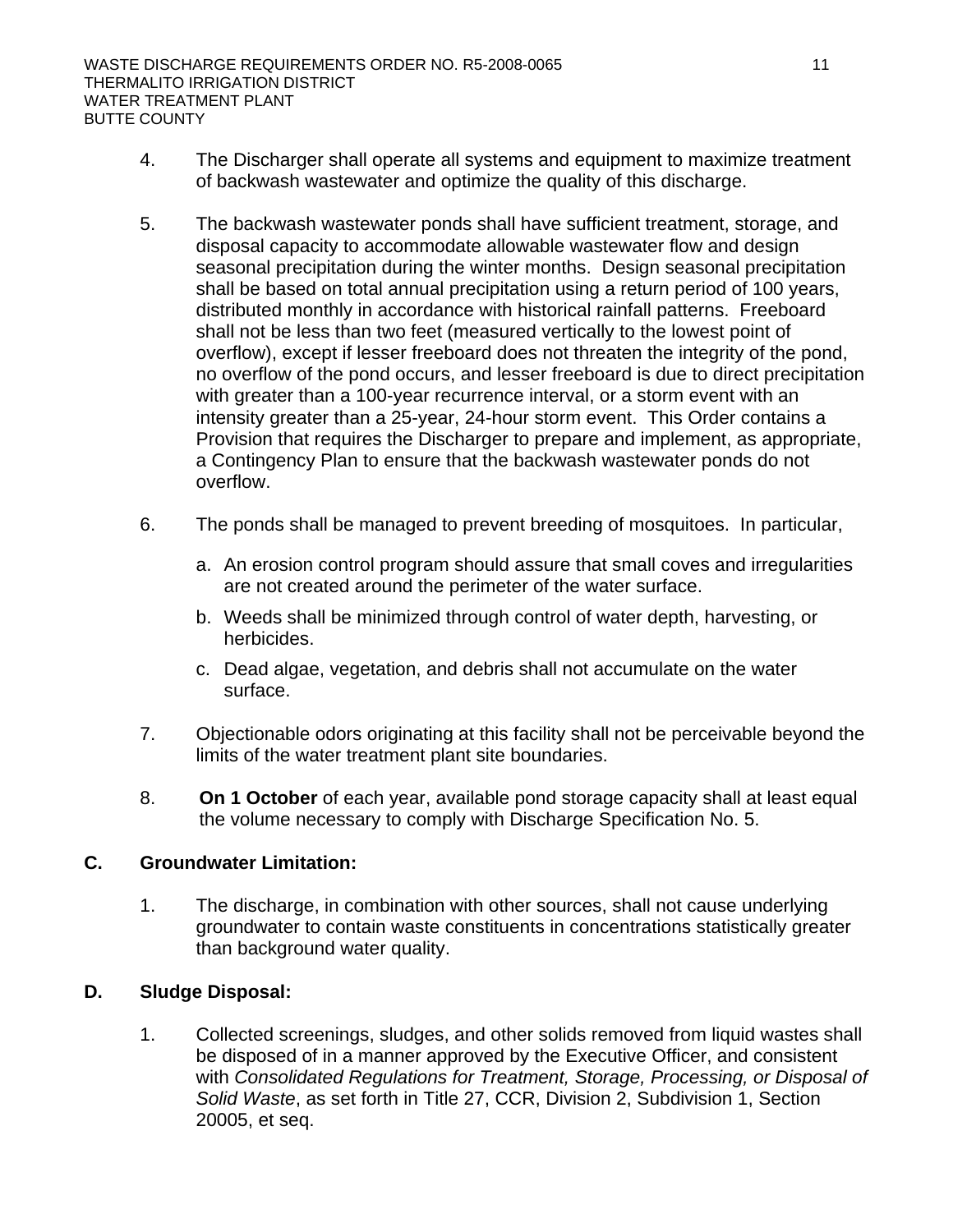4. The Discharger shall operate all systems and equipment to maximize treatment of backwash wastewater and optimize the quality of this discharge.

5. The backwash wastewater ponds shall have sufficient treatment, storage, and disposal capacity to accommodate allowable wastewater flow and design seasonal precipitation during the winter months. Design seasonal precipitation shall be based on total annual precipitation using a return period of 100 years, distributed monthly in accordance with historical rainfall patterns. Freeboard shall not be less than two feet (measured vertically to the lowest point of overflow), except if lesser freeboard does not threaten the integrity of the pond, no overflow of the pond occurs, and lesser freeboard is due to direct precipitation with greater than a 100-year recurrence interval, or a storm event with an intensity greater than a 25-year, 24-hour storm event. This Order contains a Provision that requires the Discharger to prepare and implement, as appropriate, a Contingency Plan to ensure that the backwash wastewater ponds do not overflow.

6. The ponds shall be managed to prevent breeding of mosquitoes. In particular,

   a. An erosion control program should assure that small coves and irregularities are not created around the perimeter of the water surface.

   b. Weeds shall be minimized through control of water depth, harvesting, or herbicides.

   c. Dead algae, vegetation, and debris shall not accumulate on the water surface.

7. Objectionable odors originating at this facility shall not be perceivable beyond the limits of the water treatment plant site boundaries.

8. **On 1 October** of each year, available pond storage capacity shall at least equal the volume necessary to comply with Discharge Specification No. 5.

## C. Groundwater Limitation:

1. The discharge, in combination with other sources, shall not cause underlying groundwater to contain waste constituents in concentrations statistically greater than background water quality.

## D. Sludge Disposal:

1. Collected screenings, sludges, and other solids removed from liquid wastes shall be disposed of in a manner approved by the Executive Officer, and consistent with *Consolidated Regulations for Treatment, Storage, Processing, or Disposal of Solid Waste*, as set forth in Title 27, CCR, Division 2, Subdivision 1, Section 20005, et seq.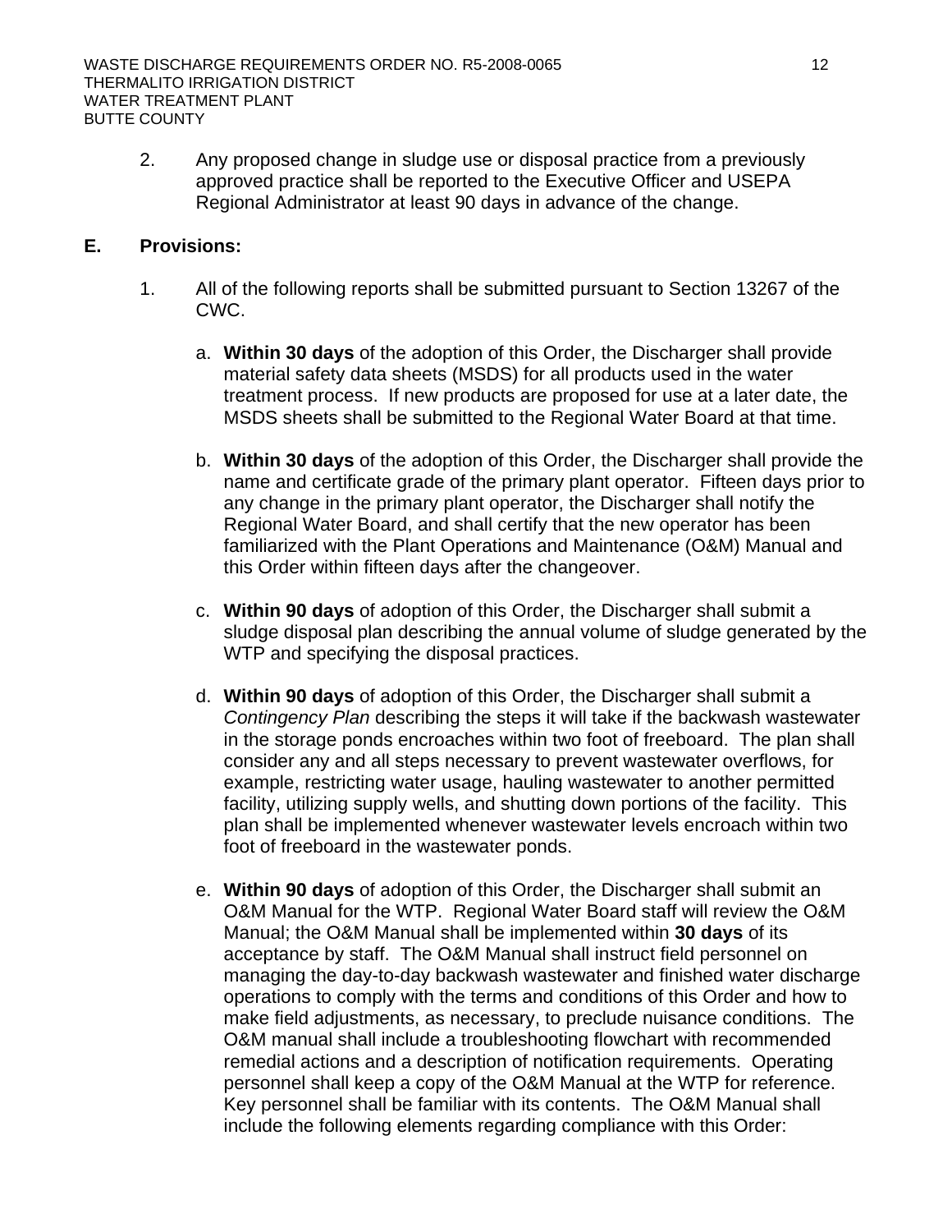2. Any proposed change in sludge use or disposal practice from a previously approved practice shall be reported to the Executive Officer and USEPA Regional Administrator at least 90 days in advance of the change.

## E. Provisions:

1. All of the following reports shall be submitted pursuant to Section 13267 of the CWC.

   a. **Within 30 days** of the adoption of this Order, the Discharger shall provide material safety data sheets (MSDS) for all products used in the water treatment process. If new products are proposed for use at a later date, the MSDS sheets shall be submitted to the Regional Water Board at that time.

   b. **Within 30 days** of the adoption of this Order, the Discharger shall provide the name and certificate grade of the primary plant operator. Fifteen days prior to any change in the primary plant operator, the Discharger shall notify the Regional Water Board, and shall certify that the new operator has been familiarized with the Plant Operations and Maintenance (O&M) Manual and this Order within fifteen days after the changeover.

   c. **Within 90 days** of adoption of this Order, the Discharger shall submit a sludge disposal plan describing the annual volume of sludge generated by the WTP and specifying the disposal practices.

   d. **Within 90 days** of adoption of this Order, the Discharger shall submit a *Contingency Plan* describing the steps it will take if the backwash wastewater in the storage ponds encroaches within two foot of freeboard. The plan shall consider any and all steps necessary to prevent wastewater overflows, for example, restricting water usage, hauling wastewater to another permitted facility, utilizing supply wells, and shutting down portions of the facility. This plan shall be implemented whenever wastewater levels encroach within two foot of freeboard in the wastewater ponds.

   e. **Within 90 days** of adoption of this Order, the Discharger shall submit an O&M Manual for the WTP. Regional Water Board staff will review the O&M Manual; the O&M Manual shall be implemented within **30 days** of its acceptance by staff. The O&M Manual shall instruct field personnel on managing the day-to-day backwash wastewater and finished water discharge operations to comply with the terms and conditions of this Order and how to make field adjustments, as necessary, to preclude nuisance conditions. The O&M manual shall include a troubleshooting flowchart with recommended remedial actions and a description of notification requirements. Operating personnel shall keep a copy of the O&M Manual at the WTP for reference. Key personnel shall be familiar with its contents. The O&M Manual shall include the following elements regarding compliance with this Order: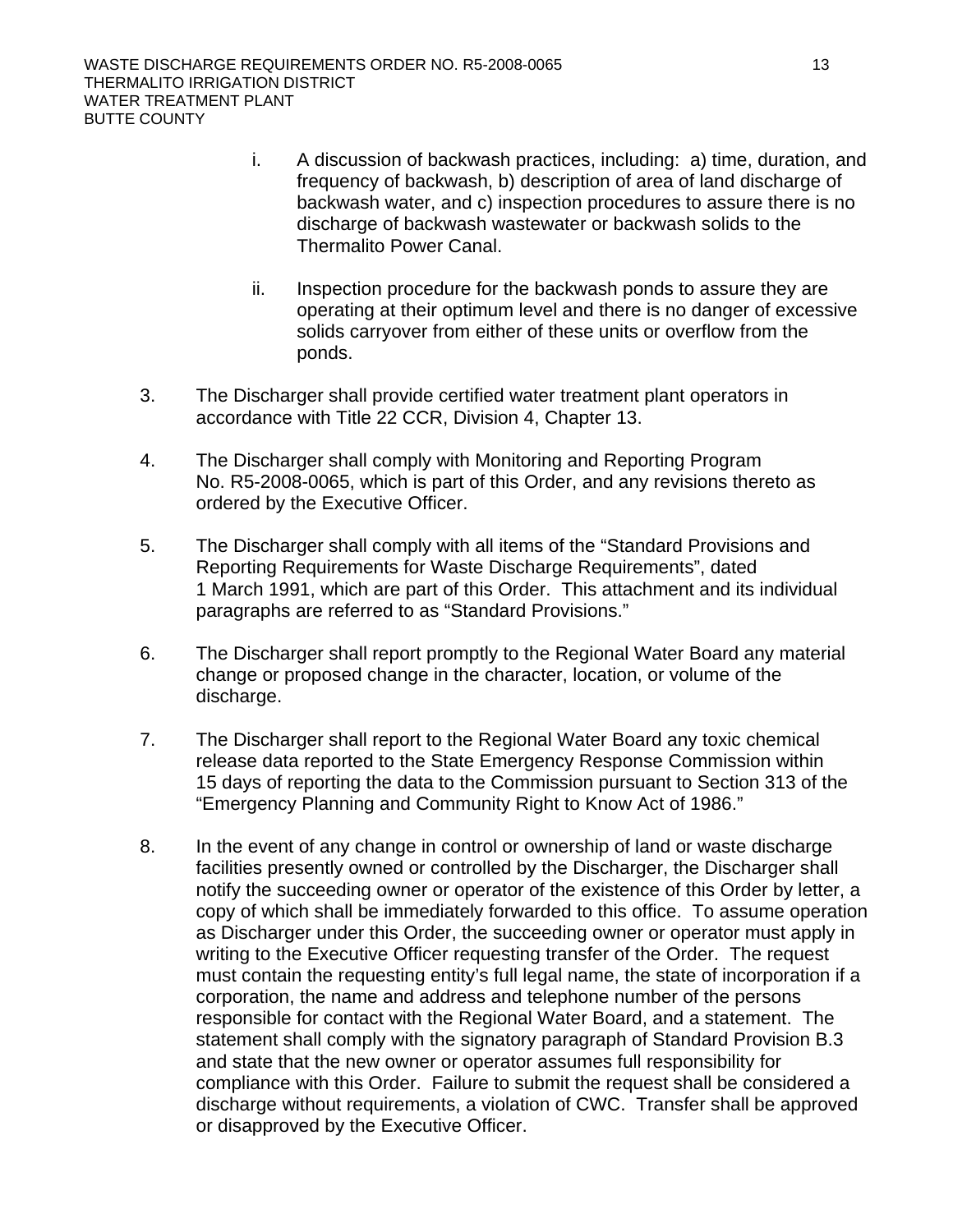i. A discussion of backwash practices, including: a) time, duration, and frequency of backwash, b) description of area of land discharge of backwash water, and c) inspection procedures to assure there is no discharge of backwash wastewater or backwash solids to the Thermalito Power Canal.

ii. Inspection procedure for the backwash ponds to assure they are operating at their optimum level and there is no danger of excessive solids carryover from either of these units or overflow from the ponds.

3. The Discharger shall provide certified water treatment plant operators in accordance with Title 22 CCR, Division 4, Chapter 13.

4. The Discharger shall comply with Monitoring and Reporting Program No. R5-2008-0065, which is part of this Order, and any revisions thereto as ordered by the Executive Officer.

5. The Discharger shall comply with all items of the "Standard Provisions and Reporting Requirements for Waste Discharge Requirements", dated 1 March 1991, which are part of this Order. This attachment and its individual paragraphs are referred to as "Standard Provisions."

6. The Discharger shall report promptly to the Regional Water Board any material change or proposed change in the character, location, or volume of the discharge.

7. The Discharger shall report to the Regional Water Board any toxic chemical release data reported to the State Emergency Response Commission within 15 days of reporting the data to the Commission pursuant to Section 313 of the "Emergency Planning and Community Right to Know Act of 1986."

8. In the event of any change in control or ownership of land or waste discharge facilities presently owned or controlled by the Discharger, the Discharger shall notify the succeeding owner or operator of the existence of this Order by letter, a copy of which shall be immediately forwarded to this office. To assume operation as Discharger under this Order, the succeeding owner or operator must apply in writing to the Executive Officer requesting transfer of the Order. The request must contain the requesting entity's full legal name, the state of incorporation if a corporation, the name and address and telephone number of the persons responsible for contact with the Regional Water Board, and a statement. The statement shall comply with the signatory paragraph of Standard Provision B.3 and state that the new owner or operator assumes full responsibility for compliance with this Order. Failure to submit the request shall be considered a discharge without requirements, a violation of CWC. Transfer shall be approved or disapproved by the Executive Officer.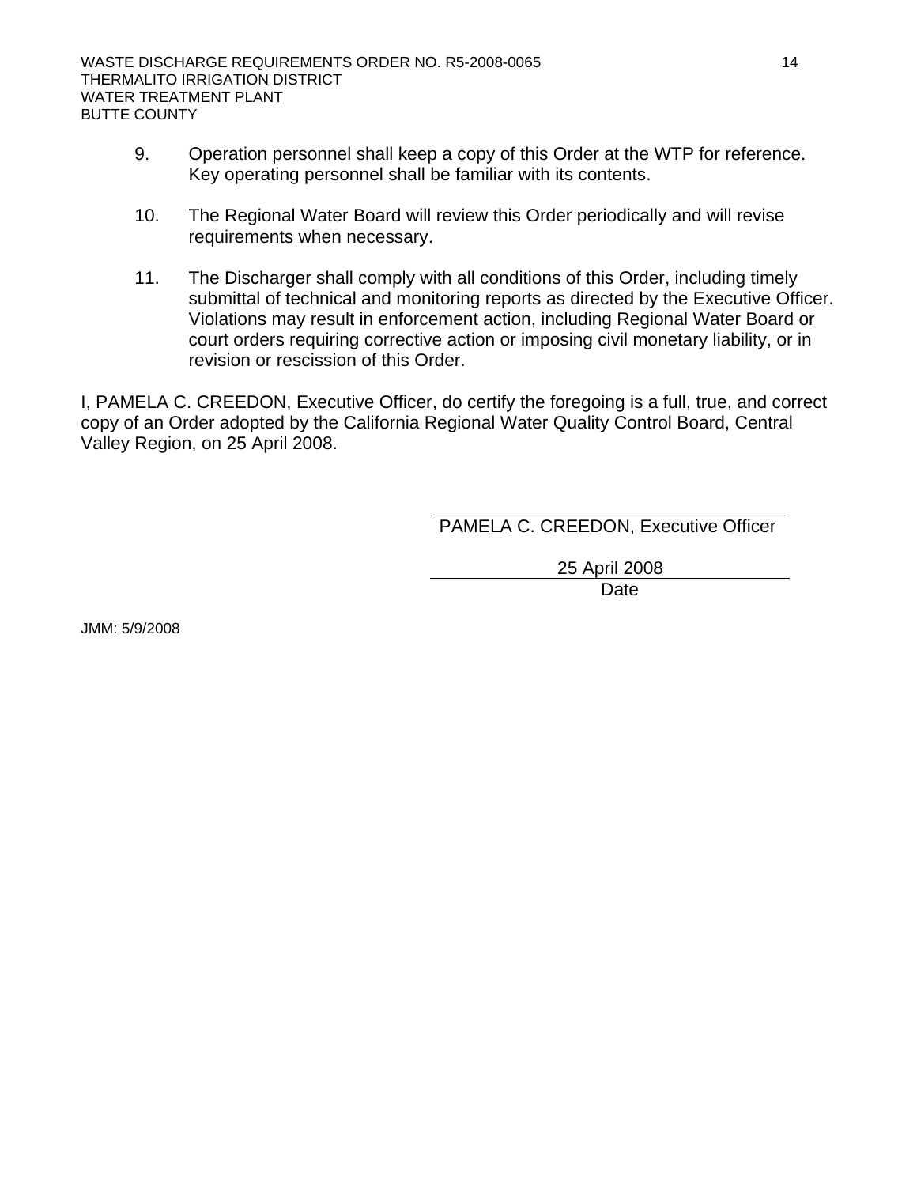9. Operation personnel shall keep a copy of this Order at the WTP for reference. Key operating personnel shall be familiar with its contents.

10. The Regional Water Board will review this Order periodically and will revise requirements when necessary.

11. The Discharger shall comply with all conditions of this Order, including timely submittal of technical and monitoring reports as directed by the Executive Officer. Violations may result in enforcement action, including Regional Water Board or court orders requiring corrective action or imposing civil monetary liability, or in revision or rescission of this Order.

I, PAMELA C. CREEDON, Executive Officer, do certify the foregoing is a full, true, and correct copy of an Order adopted by the California Regional Water Quality Control Board, Central Valley Region, on 25 April 2008.

PAMELA C. CREEDON, Executive Officer

25 April 2008
Date

JMM: 5/9/2008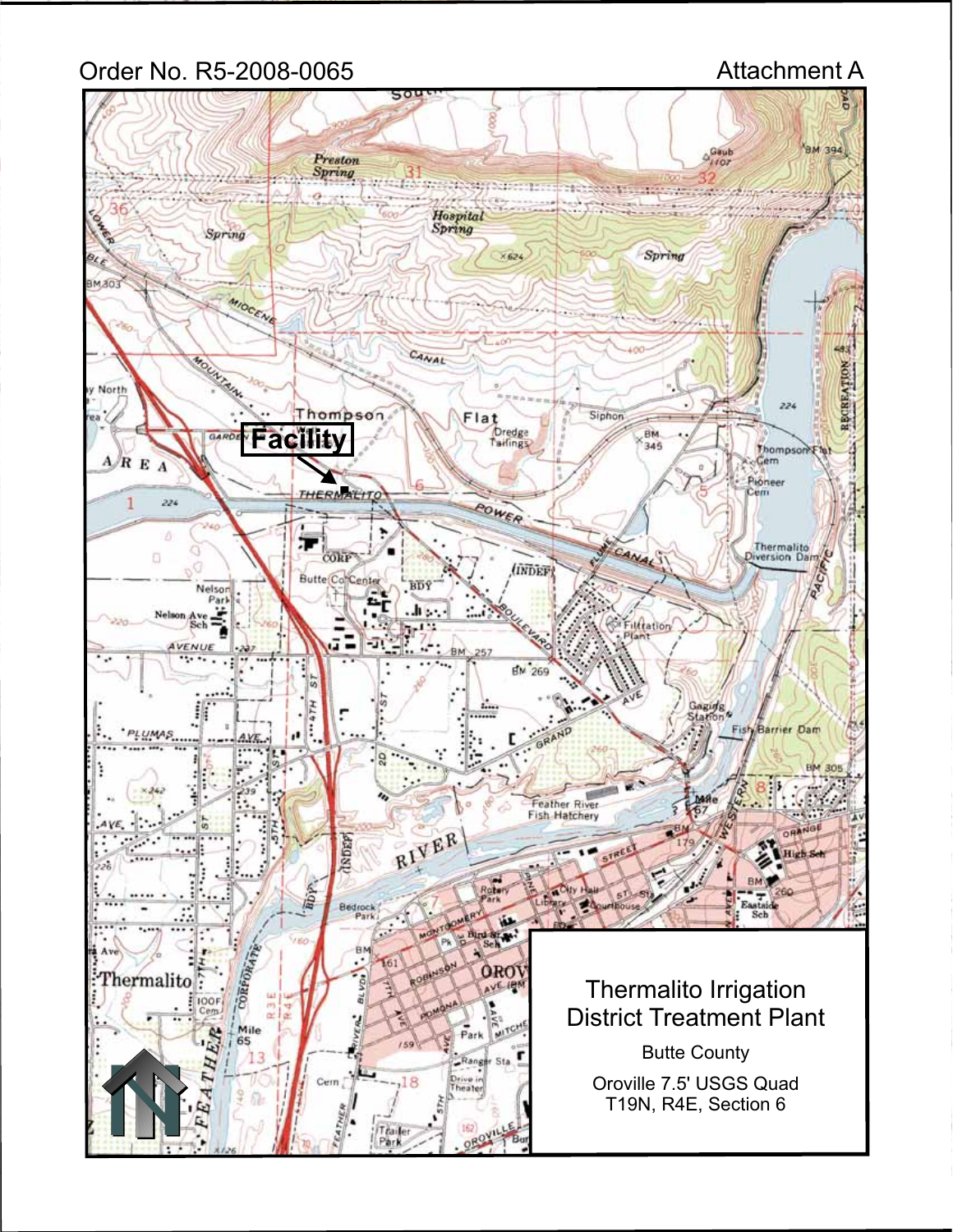Order No. R5-2008-0065

Attachment A

Facility

Thermalito Irrigation District Treatment Plant

Butte County

Oroville 7.5' USGS Quad
T19N, R4E, Section 6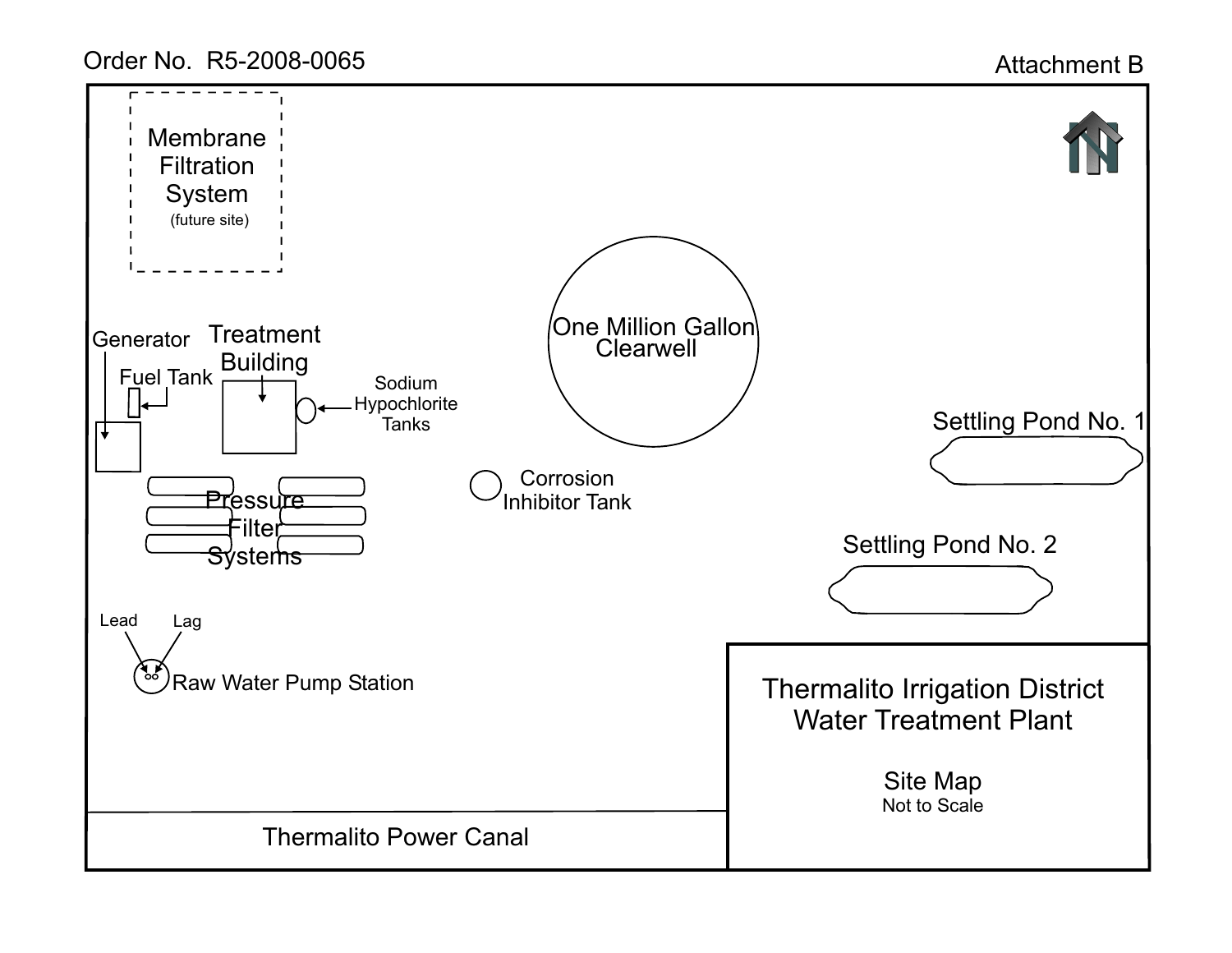Order No. R5-2008-0065

Attachment B

Membrane Filtration System (future site)

Generator

Fuel Tank

Treatment Building

Sodium Hypochlorite Tanks

One Million Gallon Clearwell

Settling Pond No. 1

Corrosion Inhibitor Tank

Pressure Filter Systems

Settling Pond No. 2

Lead

Lag

Raw Water Pump Station

Thermalito Power Canal

## Thermalito Irrigation District Water Treatment Plant

Site Map

Not to Scale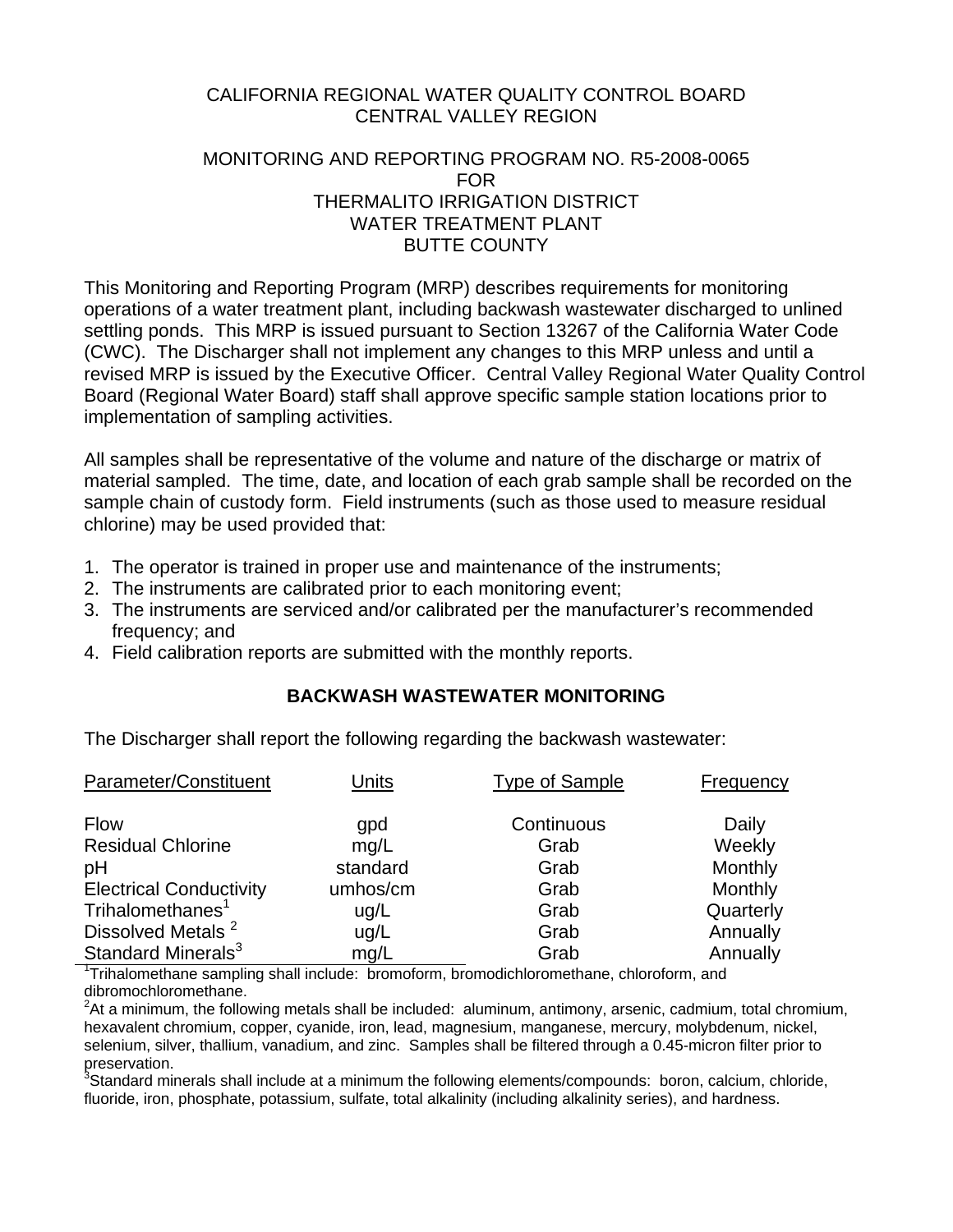CALIFORNIA REGIONAL WATER QUALITY CONTROL BOARD
CENTRAL VALLEY REGION

MONITORING AND REPORTING PROGRAM NO. R5-2008-0065
FOR
THERMALITO IRRIGATION DISTRICT
WATER TREATMENT PLANT
BUTTE COUNTY

This Monitoring and Reporting Program (MRP) describes requirements for monitoring operations of a water treatment plant, including backwash wastewater discharged to unlined settling ponds. This MRP is issued pursuant to Section 13267 of the California Water Code (CWC). The Discharger shall not implement any changes to this MRP unless and until a revised MRP is issued by the Executive Officer. Central Valley Regional Water Quality Control Board (Regional Water Board) staff shall approve specific sample station locations prior to implementation of sampling activities.

All samples shall be representative of the volume and nature of the discharge or matrix of material sampled. The time, date, and location of each grab sample shall be recorded on the sample chain of custody form. Field instruments (such as those used to measure residual chlorine) may be used provided that:

1. The operator is trained in proper use and maintenance of the instruments;
2. The instruments are calibrated prior to each monitoring event;
3. The instruments are serviced and/or calibrated per the manufacturer's recommended frequency; and
4. Field calibration reports are submitted with the monthly reports.

## BACKWASH WASTEWATER MONITORING

The Discharger shall report the following regarding the backwash wastewater:

| Parameter/Constituent | Units | Type of Sample | Frequency |
|---|---|---|---|
| Flow | gpd | Continuous | Daily |
| Residual Chlorine | mg/L | Grab | Weekly |
| pH | standard | Grab | Monthly |
| Electrical Conductivity | umhos/cm | Grab | Monthly |
| Trihalomethanes[1] | ug/L | Grab | Quarterly |
| Dissolved Metals [2] | ug/L | Grab | Annually |
| Standard Minerals[3] | mg/L | Grab | Annually |

[1]Trihalomethane sampling shall include: bromoform, bromodichloromethane, chloroform, and dibromochloromethane.

[2]At a minimum, the following metals shall be included: aluminum, antimony, arsenic, cadmium, total chromium, hexavalent chromium, copper, cyanide, iron, lead, magnesium, manganese, mercury, molybdenum, nickel, selenium, silver, thallium, vanadium, and zinc. Samples shall be filtered through a 0.45-micron filter prior to preservation.

[3]Standard minerals shall include at a minimum the following elements/compounds: boron, calcium, chloride, fluoride, iron, phosphate, potassium, sulfate, total alkalinity (including alkalinity series), and hardness.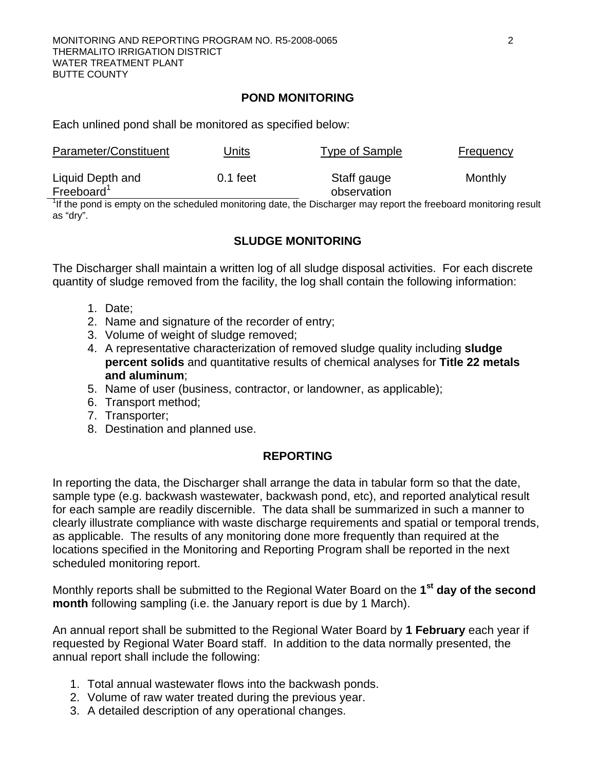## POND MONITORING

Each unlined pond shall be monitored as specified below:

| Parameter/Constituent | Units | Type of Sample | Frequency |
|---|---|---|---|
| Liquid Depth and Freeboard[1] | 0.1 feet | Staff gauge observation | Monthly |

[1]If the pond is empty on the scheduled monitoring date, the Discharger may report the freeboard monitoring result as "dry".

## SLUDGE MONITORING

The Discharger shall maintain a written log of all sludge disposal activities. For each discrete quantity of sludge removed from the facility, the log shall contain the following information:

1. Date;
2. Name and signature of the recorder of entry;
3. Volume of weight of sludge removed;
4. A representative characterization of removed sludge quality including **sludge percent solids** and quantitative results of chemical analyses for **Title 22 metals and aluminum**;
5. Name of user (business, contractor, or landowner, as applicable);
6. Transport method;
7. Transporter;
8. Destination and planned use.

## REPORTING

In reporting the data, the Discharger shall arrange the data in tabular form so that the date, sample type (e.g. backwash wastewater, backwash pond, etc), and reported analytical result for each sample are readily discernible. The data shall be summarized in such a manner to clearly illustrate compliance with waste discharge requirements and spatial or temporal trends, as applicable. The results of any monitoring done more frequently than required at the locations specified in the Monitoring and Reporting Program shall be reported in the next scheduled monitoring report.

Monthly reports shall be submitted to the Regional Water Board on the **1st day of the second month** following sampling (i.e. the January report is due by 1 March).

An annual report shall be submitted to the Regional Water Board by **1 February** each year if requested by Regional Water Board staff. In addition to the data normally presented, the annual report shall include the following:

1. Total annual wastewater flows into the backwash ponds.
2. Volume of raw water treated during the previous year.
3. A detailed description of any operational changes.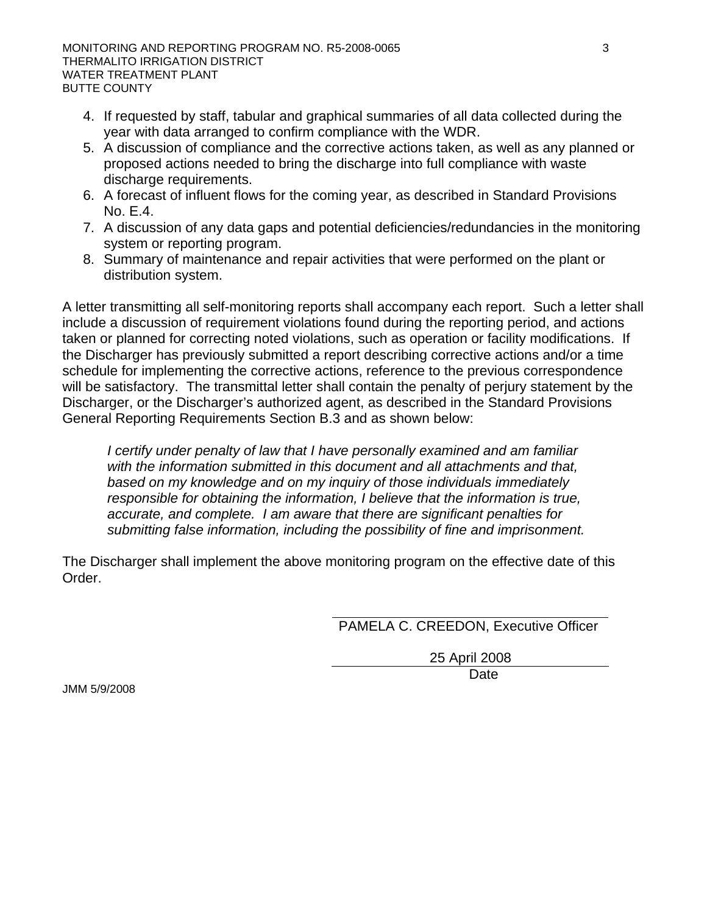4. If requested by staff, tabular and graphical summaries of all data collected during the year with data arranged to confirm compliance with the WDR.
5. A discussion of compliance and the corrective actions taken, as well as any planned or proposed actions needed to bring the discharge into full compliance with waste discharge requirements.
6. A forecast of influent flows for the coming year, as described in Standard Provisions No. E.4.
7. A discussion of any data gaps and potential deficiencies/redundancies in the monitoring system or reporting program.
8. Summary of maintenance and repair activities that were performed on the plant or distribution system.

A letter transmitting all self-monitoring reports shall accompany each report. Such a letter shall include a discussion of requirement violations found during the reporting period, and actions taken or planned for correcting noted violations, such as operation or facility modifications. If the Discharger has previously submitted a report describing corrective actions and/or a time schedule for implementing the corrective actions, reference to the previous correspondence will be satisfactory. The transmittal letter shall contain the penalty of perjury statement by the Discharger, or the Discharger's authorized agent, as described in the Standard Provisions General Reporting Requirements Section B.3 and as shown below:

> *I certify under penalty of law that I have personally examined and am familiar with the information submitted in this document and all attachments and that, based on my knowledge and on my inquiry of those individuals immediately responsible for obtaining the information, I believe that the information is true, accurate, and complete. I am aware that there are significant penalties for submitting false information, including the possibility of fine and imprisonment.*

The Discharger shall implement the above monitoring program on the effective date of this Order.

PAMELA C. CREEDON, Executive Officer

25 April 2008
Date

JMM 5/9/2008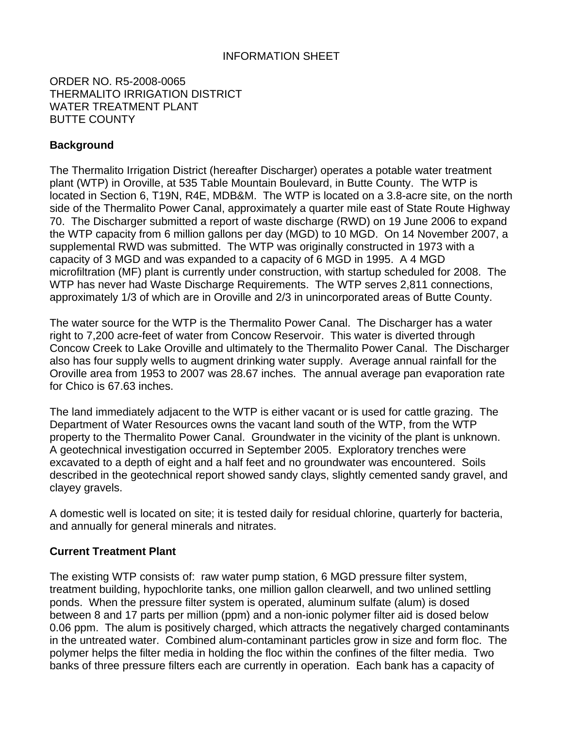INFORMATION SHEET

ORDER NO. R5-2008-0065
THERMALITO IRRIGATION DISTRICT
WATER TREATMENT PLANT
BUTTE COUNTY

**Background**

The Thermalito Irrigation District (hereafter Discharger) operates a potable water treatment plant (WTP) in Oroville, at 535 Table Mountain Boulevard, in Butte County. The WTP is located in Section 6, T19N, R4E, MDB&M. The WTP is located on a 3.8-acre site, on the north side of the Thermalito Power Canal, approximately a quarter mile east of State Route Highway 70. The Discharger submitted a report of waste discharge (RWD) on 19 June 2006 to expand the WTP capacity from 6 million gallons per day (MGD) to 10 MGD. On 14 November 2007, a supplemental RWD was submitted. The WTP was originally constructed in 1973 with a capacity of 3 MGD and was expanded to a capacity of 6 MGD in 1995. A 4 MGD microfiltration (MF) plant is currently under construction, with startup scheduled for 2008. The WTP has never had Waste Discharge Requirements. The WTP serves 2,811 connections, approximately 1/3 of which are in Oroville and 2/3 in unincorporated areas of Butte County.

The water source for the WTP is the Thermalito Power Canal. The Discharger has a water right to 7,200 acre-feet of water from Concow Reservoir. This water is diverted through Concow Creek to Lake Oroville and ultimately to the Thermalito Power Canal. The Discharger also has four supply wells to augment drinking water supply. Average annual rainfall for the Oroville area from 1953 to 2007 was 28.67 inches. The annual average pan evaporation rate for Chico is 67.63 inches.

The land immediately adjacent to the WTP is either vacant or is used for cattle grazing. The Department of Water Resources owns the vacant land south of the WTP, from the WTP property to the Thermalito Power Canal. Groundwater in the vicinity of the plant is unknown. A geotechnical investigation occurred in September 2005. Exploratory trenches were excavated to a depth of eight and a half feet and no groundwater was encountered. Soils described in the geotechnical report showed sandy clays, slightly cemented sandy gravel, and clayey gravels.

A domestic well is located on site; it is tested daily for residual chlorine, quarterly for bacteria, and annually for general minerals and nitrates.

**Current Treatment Plant**

The existing WTP consists of: raw water pump station, 6 MGD pressure filter system, treatment building, hypochlorite tanks, one million gallon clearwell, and two unlined settling ponds. When the pressure filter system is operated, aluminum sulfate (alum) is dosed between 8 and 17 parts per million (ppm) and a non-ionic polymer filter aid is dosed below 0.06 ppm. The alum is positively charged, which attracts the negatively charged contaminants in the untreated water. Combined alum-contaminant particles grow in size and form floc. The polymer helps the filter media in holding the floc within the confines of the filter media. Two banks of three pressure filters each are currently in operation. Each bank has a capacity of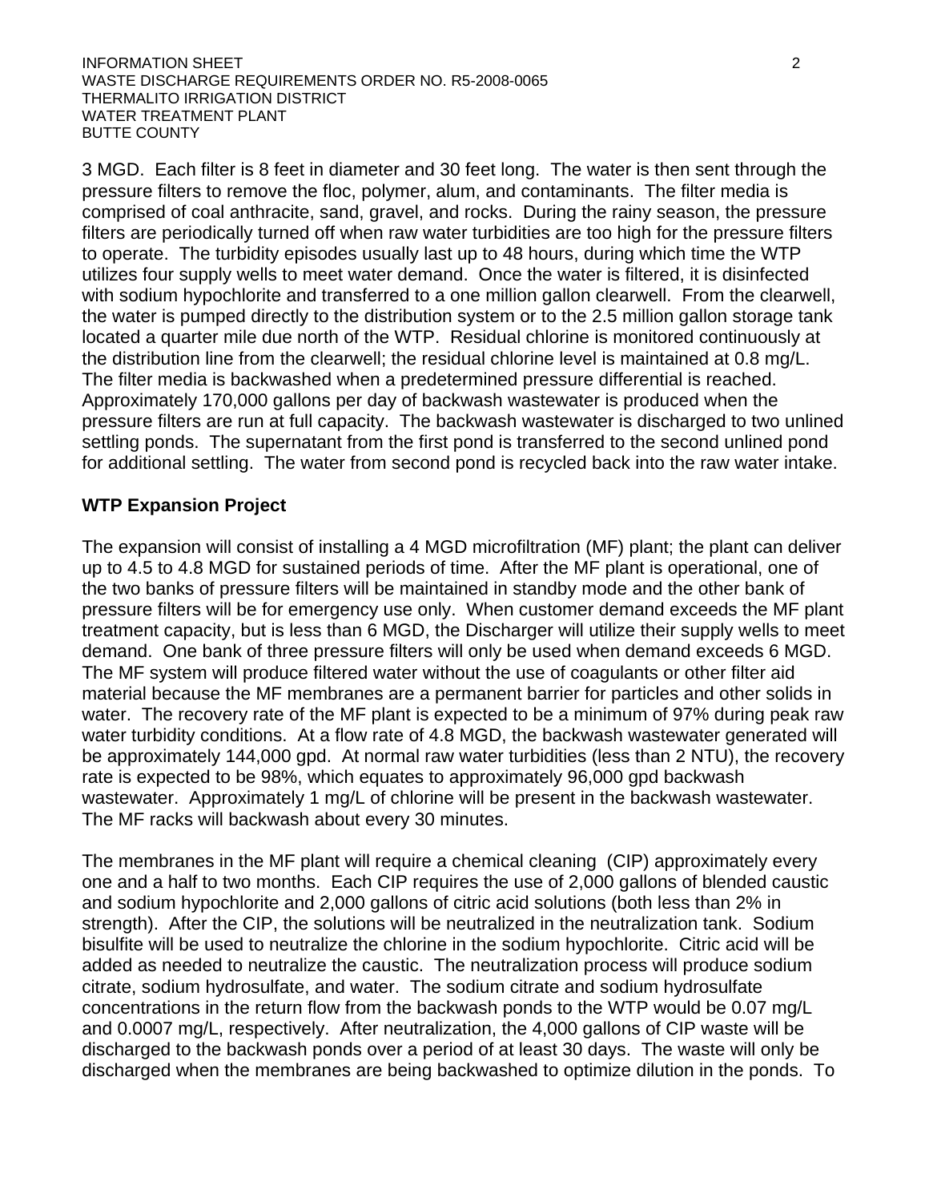3 MGD. Each filter is 8 feet in diameter and 30 feet long. The water is then sent through the pressure filters to remove the floc, polymer, alum, and contaminants. The filter media is comprised of coal anthracite, sand, gravel, and rocks. During the rainy season, the pressure filters are periodically turned off when raw water turbidities are too high for the pressure filters to operate. The turbidity episodes usually last up to 48 hours, during which time the WTP utilizes four supply wells to meet water demand. Once the water is filtered, it is disinfected with sodium hypochlorite and transferred to a one million gallon clearwell. From the clearwell, the water is pumped directly to the distribution system or to the 2.5 million gallon storage tank located a quarter mile due north of the WTP. Residual chlorine is monitored continuously at the distribution line from the clearwell; the residual chlorine level is maintained at 0.8 mg/L. The filter media is backwashed when a predetermined pressure differential is reached. Approximately 170,000 gallons per day of backwash wastewater is produced when the pressure filters are run at full capacity. The backwash wastewater is discharged to two unlined settling ponds. The supernatant from the first pond is transferred to the second unlined pond for additional settling. The water from second pond is recycled back into the raw water intake.

**WTP Expansion Project**

The expansion will consist of installing a 4 MGD microfiltration (MF) plant; the plant can deliver up to 4.5 to 4.8 MGD for sustained periods of time. After the MF plant is operational, one of the two banks of pressure filters will be maintained in standby mode and the other bank of pressure filters will be for emergency use only. When customer demand exceeds the MF plant treatment capacity, but is less than 6 MGD, the Discharger will utilize their supply wells to meet demand. One bank of three pressure filters will only be used when demand exceeds 6 MGD. The MF system will produce filtered water without the use of coagulants or other filter aid material because the MF membranes are a permanent barrier for particles and other solids in water. The recovery rate of the MF plant is expected to be a minimum of 97% during peak raw water turbidity conditions. At a flow rate of 4.8 MGD, the backwash wastewater generated will be approximately 144,000 gpd. At normal raw water turbidities (less than 2 NTU), the recovery rate is expected to be 98%, which equates to approximately 96,000 gpd backwash wastewater. Approximately 1 mg/L of chlorine will be present in the backwash wastewater. The MF racks will backwash about every 30 minutes.

The membranes in the MF plant will require a chemical cleaning (CIP) approximately every one and a half to two months. Each CIP requires the use of 2,000 gallons of blended caustic and sodium hypochlorite and 2,000 gallons of citric acid solutions (both less than 2% in strength). After the CIP, the solutions will be neutralized in the neutralization tank. Sodium bisulfite will be used to neutralize the chlorine in the sodium hypochlorite. Citric acid will be added as needed to neutralize the caustic. The neutralization process will produce sodium citrate, sodium hydrosulfate, and water. The sodium citrate and sodium hydrosulfate concentrations in the return flow from the backwash ponds to the WTP would be 0.07 mg/L and 0.0007 mg/L, respectively. After neutralization, the 4,000 gallons of CIP waste will be discharged to the backwash ponds over a period of at least 30 days. The waste will only be discharged when the membranes are being backwashed to optimize dilution in the ponds. To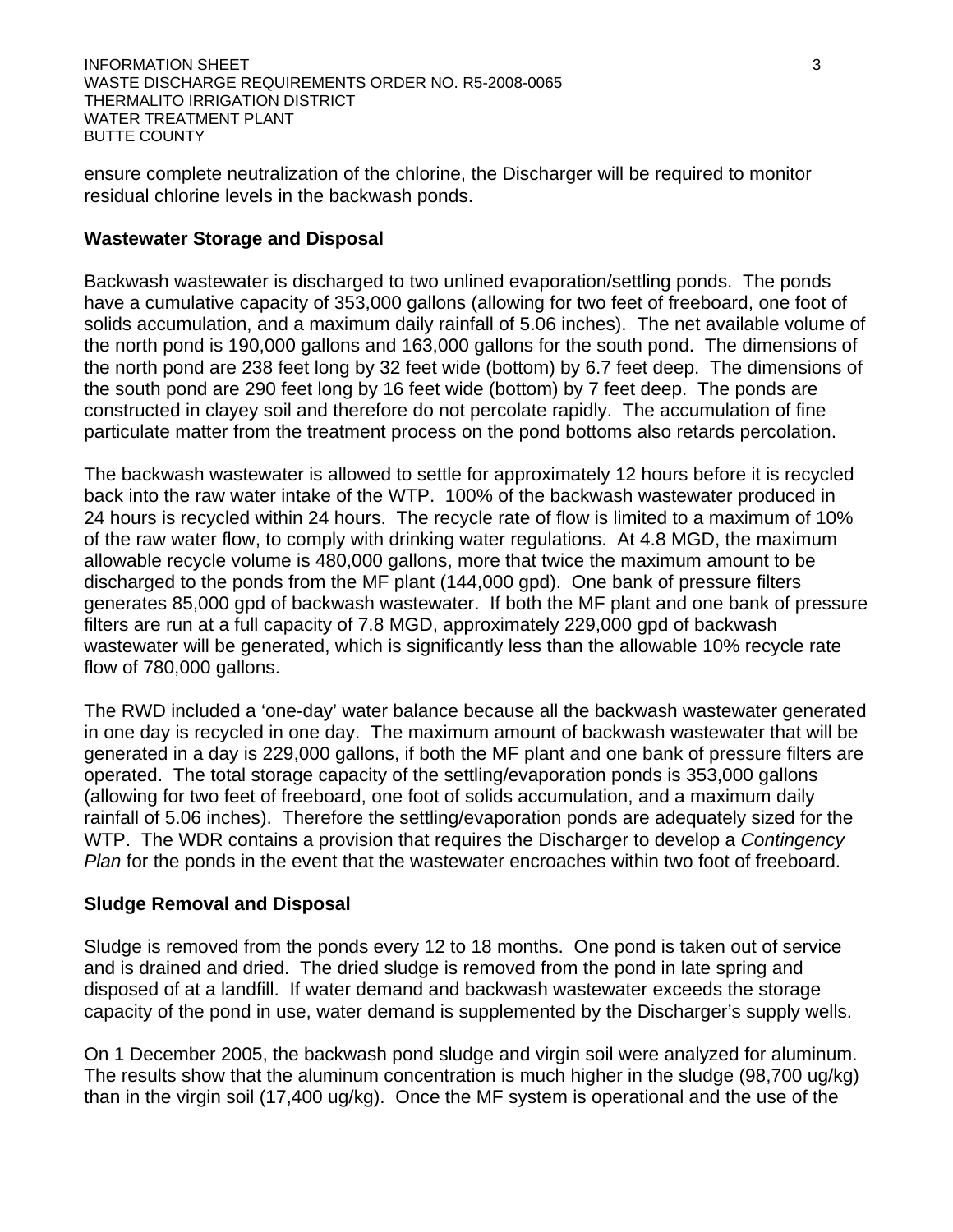ensure complete neutralization of the chlorine, the Discharger will be required to monitor residual chlorine levels in the backwash ponds.

**Wastewater Storage and Disposal**

Backwash wastewater is discharged to two unlined evaporation/settling ponds. The ponds have a cumulative capacity of 353,000 gallons (allowing for two feet of freeboard, one foot of solids accumulation, and a maximum daily rainfall of 5.06 inches). The net available volume of the north pond is 190,000 gallons and 163,000 gallons for the south pond. The dimensions of the north pond are 238 feet long by 32 feet wide (bottom) by 6.7 feet deep. The dimensions of the south pond are 290 feet long by 16 feet wide (bottom) by 7 feet deep. The ponds are constructed in clayey soil and therefore do not percolate rapidly. The accumulation of fine particulate matter from the treatment process on the pond bottoms also retards percolation.

The backwash wastewater is allowed to settle for approximately 12 hours before it is recycled back into the raw water intake of the WTP. 100% of the backwash wastewater produced in 24 hours is recycled within 24 hours. The recycle rate of flow is limited to a maximum of 10% of the raw water flow, to comply with drinking water regulations. At 4.8 MGD, the maximum allowable recycle volume is 480,000 gallons, more that twice the maximum amount to be discharged to the ponds from the MF plant (144,000 gpd). One bank of pressure filters generates 85,000 gpd of backwash wastewater. If both the MF plant and one bank of pressure filters are run at a full capacity of 7.8 MGD, approximately 229,000 gpd of backwash wastewater will be generated, which is significantly less than the allowable 10% recycle rate flow of 780,000 gallons.

The RWD included a 'one-day' water balance because all the backwash wastewater generated in one day is recycled in one day. The maximum amount of backwash wastewater that will be generated in a day is 229,000 gallons, if both the MF plant and one bank of pressure filters are operated. The total storage capacity of the settling/evaporation ponds is 353,000 gallons (allowing for two feet of freeboard, one foot of solids accumulation, and a maximum daily rainfall of 5.06 inches). Therefore the settling/evaporation ponds are adequately sized for the WTP. The WDR contains a provision that requires the Discharger to develop a *Contingency Plan* for the ponds in the event that the wastewater encroaches within two foot of freeboard.

**Sludge Removal and Disposal**

Sludge is removed from the ponds every 12 to 18 months. One pond is taken out of service and is drained and dried. The dried sludge is removed from the pond in late spring and disposed of at a landfill. If water demand and backwash wastewater exceeds the storage capacity of the pond in use, water demand is supplemented by the Discharger's supply wells.

On 1 December 2005, the backwash pond sludge and virgin soil were analyzed for aluminum. The results show that the aluminum concentration is much higher in the sludge (98,700 ug/kg) than in the virgin soil (17,400 ug/kg). Once the MF system is operational and the use of the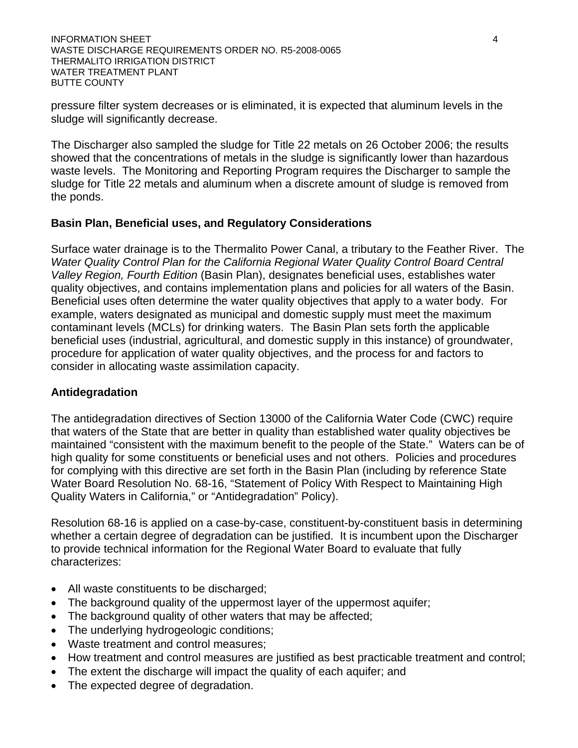pressure filter system decreases or is eliminated, it is expected that aluminum levels in the sludge will significantly decrease.

The Discharger also sampled the sludge for Title 22 metals on 26 October 2006; the results showed that the concentrations of metals in the sludge is significantly lower than hazardous waste levels. The Monitoring and Reporting Program requires the Discharger to sample the sludge for Title 22 metals and aluminum when a discrete amount of sludge is removed from the ponds.

**Basin Plan, Beneficial uses, and Regulatory Considerations**

Surface water drainage is to the Thermalito Power Canal, a tributary to the Feather River. The *Water Quality Control Plan for the California Regional Water Quality Control Board Central Valley Region, Fourth Edition* (Basin Plan), designates beneficial uses, establishes water quality objectives, and contains implementation plans and policies for all waters of the Basin. Beneficial uses often determine the water quality objectives that apply to a water body. For example, waters designated as municipal and domestic supply must meet the maximum contaminant levels (MCLs) for drinking waters. The Basin Plan sets forth the applicable beneficial uses (industrial, agricultural, and domestic supply in this instance) of groundwater, procedure for application of water quality objectives, and the process for and factors to consider in allocating waste assimilation capacity.

**Antidegradation**

The antidegradation directives of Section 13000 of the California Water Code (CWC) require that waters of the State that are better in quality than established water quality objectives be maintained "consistent with the maximum benefit to the people of the State." Waters can be of high quality for some constituents or beneficial uses and not others. Policies and procedures for complying with this directive are set forth in the Basin Plan (including by reference State Water Board Resolution No. 68-16, "Statement of Policy With Respect to Maintaining High Quality Waters in California," or "Antidegradation" Policy).

Resolution 68-16 is applied on a case-by-case, constituent-by-constituent basis in determining whether a certain degree of degradation can be justified. It is incumbent upon the Discharger to provide technical information for the Regional Water Board to evaluate that fully characterizes:

- All waste constituents to be discharged;
- The background quality of the uppermost layer of the uppermost aquifer;
- The background quality of other waters that may be affected;
- The underlying hydrogeologic conditions;
- Waste treatment and control measures;
- How treatment and control measures are justified as best practicable treatment and control;
- The extent the discharge will impact the quality of each aquifer; and
- The expected degree of degradation.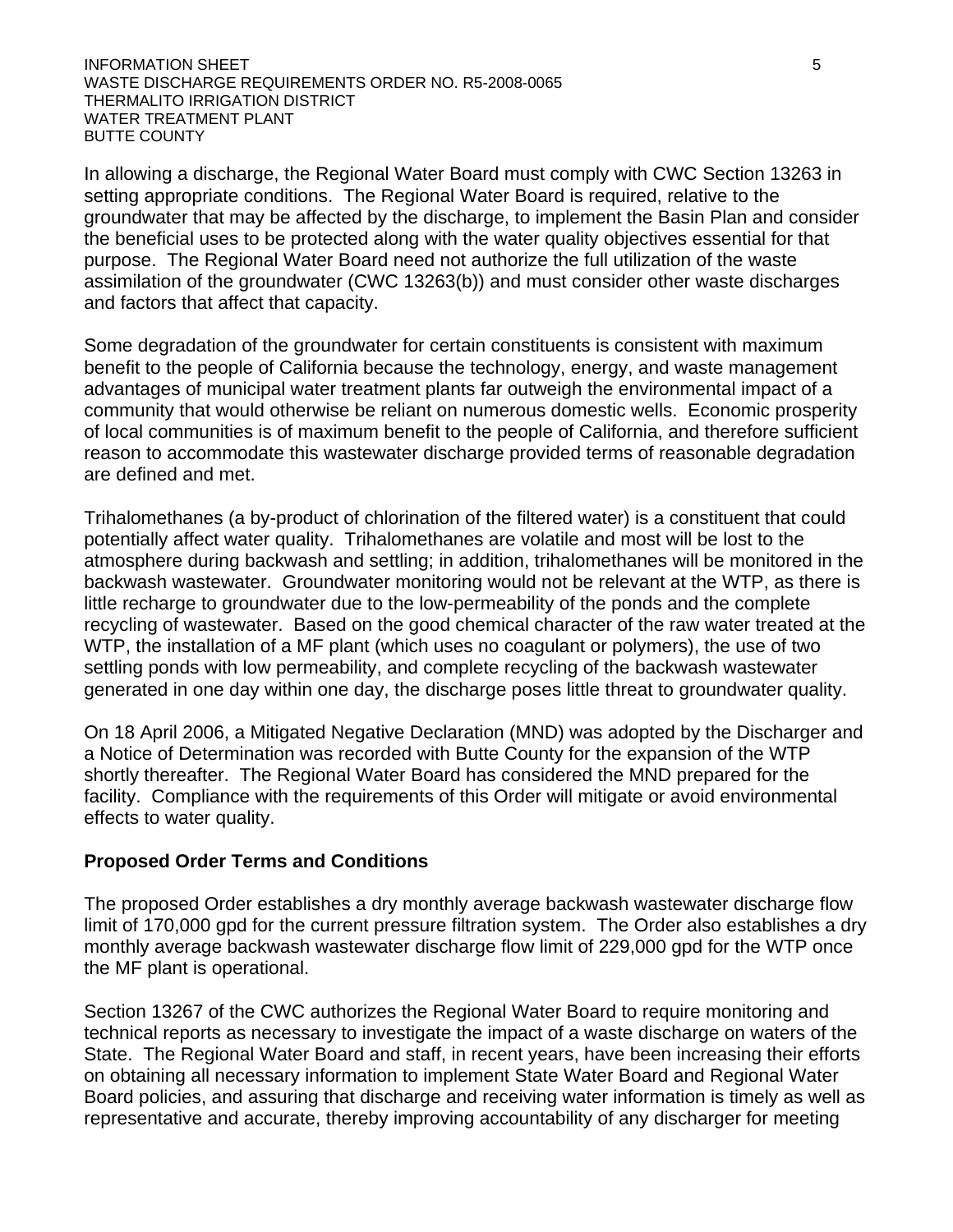In allowing a discharge, the Regional Water Board must comply with CWC Section 13263 in setting appropriate conditions. The Regional Water Board is required, relative to the groundwater that may be affected by the discharge, to implement the Basin Plan and consider the beneficial uses to be protected along with the water quality objectives essential for that purpose. The Regional Water Board need not authorize the full utilization of the waste assimilation of the groundwater (CWC 13263(b)) and must consider other waste discharges and factors that affect that capacity.

Some degradation of the groundwater for certain constituents is consistent with maximum benefit to the people of California because the technology, energy, and waste management advantages of municipal water treatment plants far outweigh the environmental impact of a community that would otherwise be reliant on numerous domestic wells. Economic prosperity of local communities is of maximum benefit to the people of California, and therefore sufficient reason to accommodate this wastewater discharge provided terms of reasonable degradation are defined and met.

Trihalomethanes (a by-product of chlorination of the filtered water) is a constituent that could potentially affect water quality. Trihalomethanes are volatile and most will be lost to the atmosphere during backwash and settling; in addition, trihalomethanes will be monitored in the backwash wastewater. Groundwater monitoring would not be relevant at the WTP, as there is little recharge to groundwater due to the low-permeability of the ponds and the complete recycling of wastewater. Based on the good chemical character of the raw water treated at the WTP, the installation of a MF plant (which uses no coagulant or polymers), the use of two settling ponds with low permeability, and complete recycling of the backwash wastewater generated in one day within one day, the discharge poses little threat to groundwater quality.

On 18 April 2006, a Mitigated Negative Declaration (MND) was adopted by the Discharger and a Notice of Determination was recorded with Butte County for the expansion of the WTP shortly thereafter. The Regional Water Board has considered the MND prepared for the facility. Compliance with the requirements of this Order will mitigate or avoid environmental effects to water quality.

**Proposed Order Terms and Conditions**

The proposed Order establishes a dry monthly average backwash wastewater discharge flow limit of 170,000 gpd for the current pressure filtration system. The Order also establishes a dry monthly average backwash wastewater discharge flow limit of 229,000 gpd for the WTP once the MF plant is operational.

Section 13267 of the CWC authorizes the Regional Water Board to require monitoring and technical reports as necessary to investigate the impact of a waste discharge on waters of the State. The Regional Water Board and staff, in recent years, have been increasing their efforts on obtaining all necessary information to implement State Water Board and Regional Water Board policies, and assuring that discharge and receiving water information is timely as well as representative and accurate, thereby improving accountability of any discharger for meeting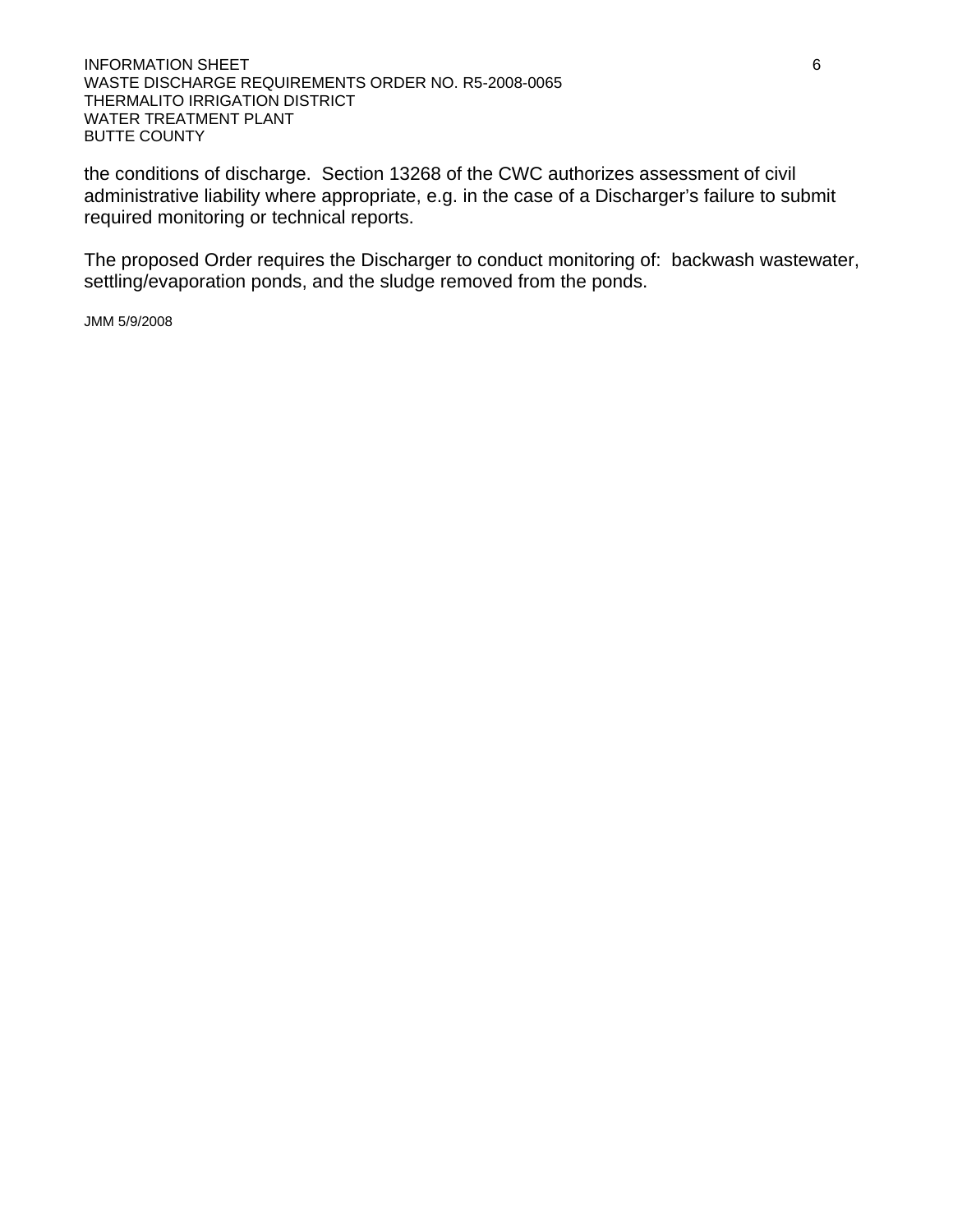the conditions of discharge. Section 13268 of the CWC authorizes assessment of civil administrative liability where appropriate, e.g. in the case of a Discharger's failure to submit required monitoring or technical reports.

The proposed Order requires the Discharger to conduct monitoring of: backwash wastewater, settling/evaporation ponds, and the sludge removed from the ponds.

JMM 5/9/2008